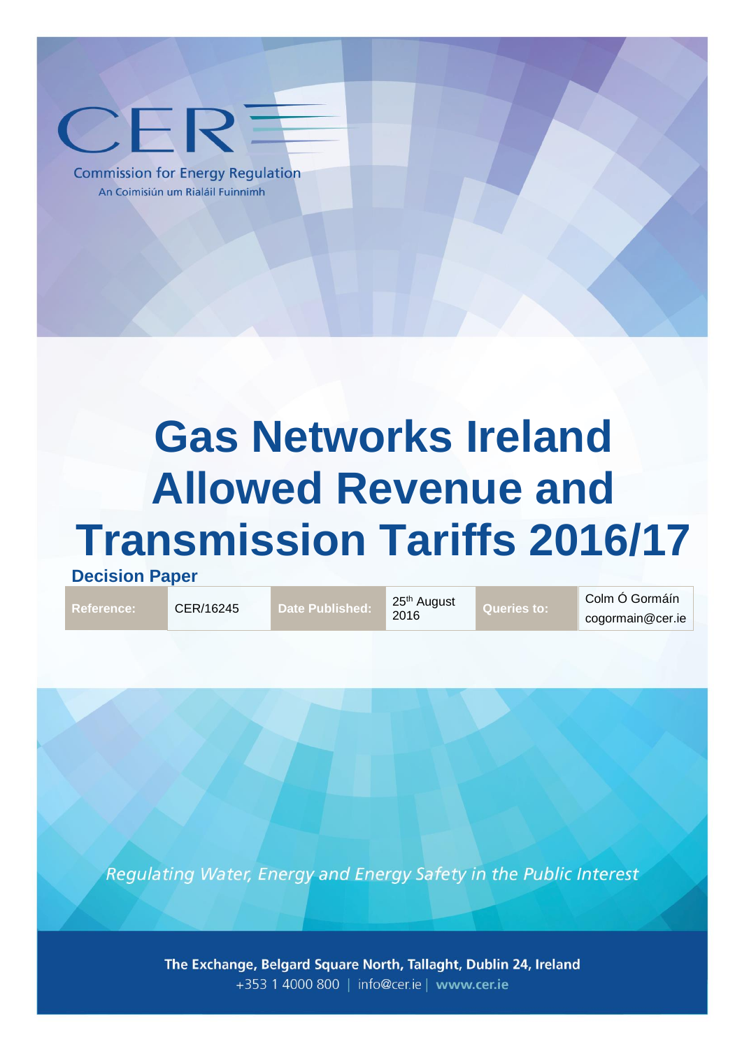CER

Commission for Energy Regulation

An Coimisiún um Rialáil Fuinnimh

# Gas Networks Ireland Allowed Revenue and Transmission Tariffs 2016/17

**Decision Paper**

| Reference: | CER/16245 | Date Published: | 25th August 2016 | Queries to: | Colm Ó Gormáin cogormain@cer.ie |
|---|---|---|---|---|---|

*Regulating Water, Energy and Energy Safety in the Public Interest*

**The Exchange, Belgard Square North, Tallaght, Dublin 24, Ireland**

+353 1 4000 800 | info@cer.ie | www.cer.ie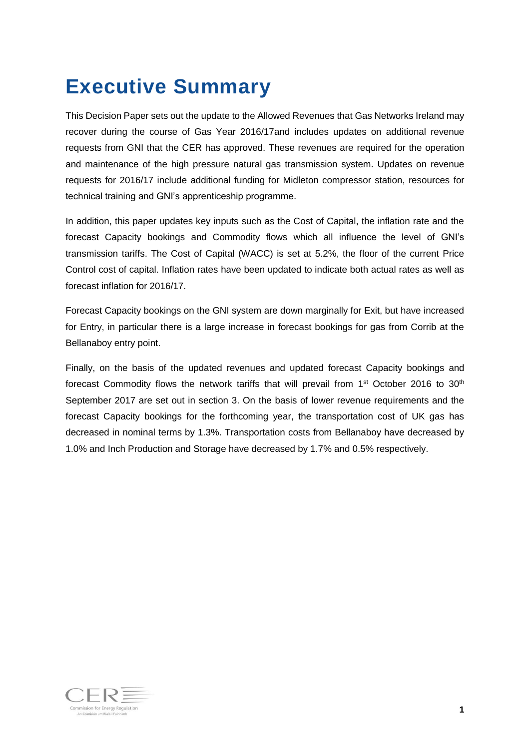# Executive Summary

This Decision Paper sets out the update to the Allowed Revenues that Gas Networks Ireland may recover during the course of Gas Year 2016/17and includes updates on additional revenue requests from GNI that the CER has approved. These revenues are required for the operation and maintenance of the high pressure natural gas transmission system. Updates on revenue requests for 2016/17 include additional funding for Midleton compressor station, resources for technical training and GNI's apprenticeship programme.

In addition, this paper updates key inputs such as the Cost of Capital, the inflation rate and the forecast Capacity bookings and Commodity flows which all influence the level of GNI's transmission tariffs. The Cost of Capital (WACC) is set at 5.2%, the floor of the current Price Control cost of capital. Inflation rates have been updated to indicate both actual rates as well as forecast inflation for 2016/17.

Forecast Capacity bookings on the GNI system are down marginally for Exit, but have increased for Entry, in particular there is a large increase in forecast bookings for gas from Corrib at the Bellanaboy entry point.

Finally, on the basis of the updated revenues and updated forecast Capacity bookings and forecast Commodity flows the network tariffs that will prevail from 1st October 2016 to 30th September 2017 are set out in section 3. On the basis of lower revenue requirements and the forecast Capacity bookings for the forthcoming year, the transportation cost of UK gas has decreased in nominal terms by 1.3%. Transportation costs from Bellanaboy have decreased by 1.0% and Inch Production and Storage have decreased by 1.7% and 0.5% respectively.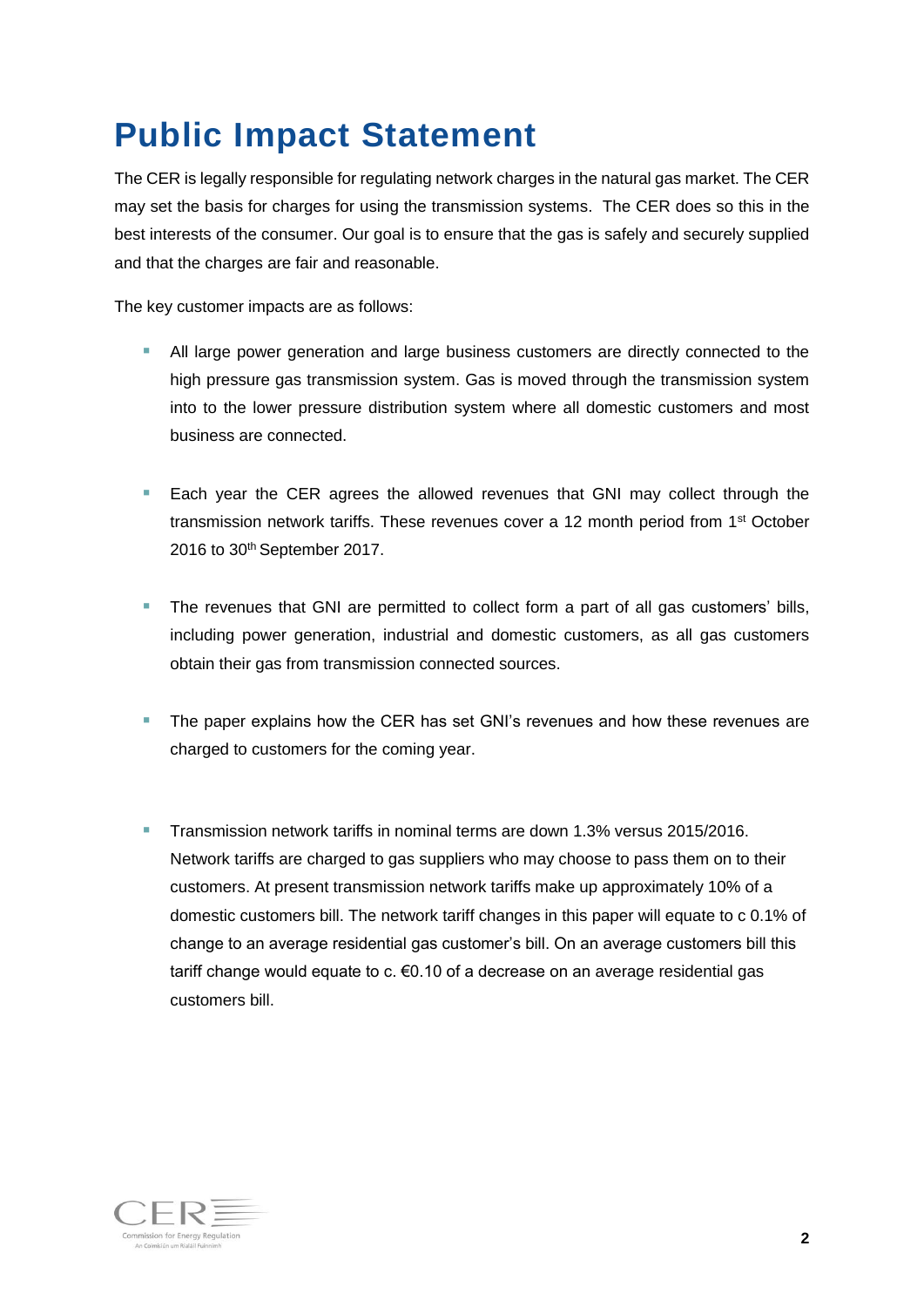# Public Impact Statement

The CER is legally responsible for regulating network charges in the natural gas market. The CER may set the basis for charges for using the transmission systems. The CER does so this in the best interests of the consumer. Our goal is to ensure that the gas is safely and securely supplied and that the charges are fair and reasonable.

The key customer impacts are as follows:

- All large power generation and large business customers are directly connected to the high pressure gas transmission system. Gas is moved through the transmission system into to the lower pressure distribution system where all domestic customers and most business are connected.

- Each year the CER agrees the allowed revenues that GNI may collect through the transmission network tariffs. These revenues cover a 12 month period from 1st October 2016 to 30th September 2017.

- The revenues that GNI are permitted to collect form a part of all gas customers' bills, including power generation, industrial and domestic customers, as all gas customers obtain their gas from transmission connected sources.

- The paper explains how the CER has set GNI's revenues and how these revenues are charged to customers for the coming year.

- Transmission network tariffs in nominal terms are down 1.3% versus 2015/2016. Network tariffs are charged to gas suppliers who may choose to pass them on to their customers. At present transmission network tariffs make up approximately 10% of a domestic customers bill. The network tariff changes in this paper will equate to c 0.1% of change to an average residential gas customer's bill. On an average customers bill this tariff change would equate to c. €0.10 of a decrease on an average residential gas customers bill.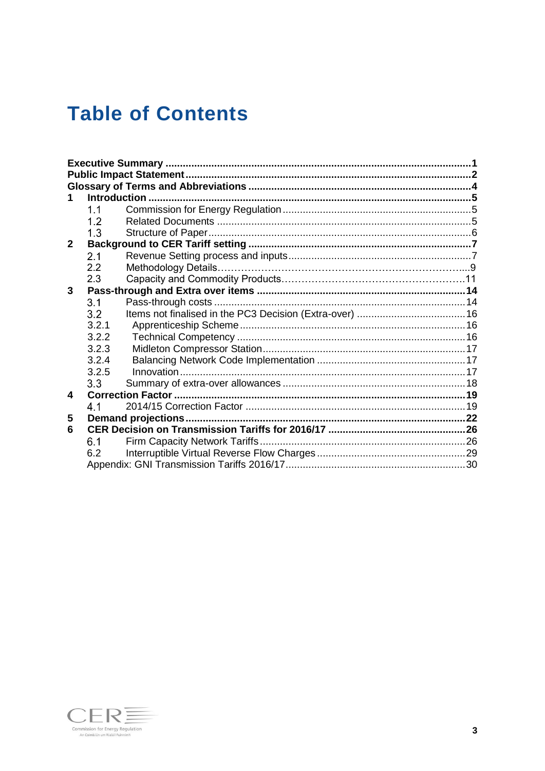# Table of Contents

| | | |
|---|---|---|
| **Executive Summary** | | **1** |
| **Public Impact Statement** | | **2** |
| **Glossary of Terms and Abbreviations** | | **4** |
| **1** | **Introduction** | **5** |
| 1.1 | Commission for Energy Regulation | 5 |
| 1.2 | Related Documents | 5 |
| 1.3 | Structure of Paper | 6 |
| **2** | **Background to CER Tariff setting** | **7** |
| 2.1 | Revenue Setting process and inputs | 7 |
| 2.2 | Methodology Details | 9 |
| 2.3 | Capacity and Commodity Products | 11 |
| **3** | **Pass-through and Extra over items** | **14** |
| 3.1 | Pass-through costs | 14 |
| 3.2 | Items not finalised in the PC3 Decision (Extra-over) | 16 |
| 3.2.1 | Apprenticeship Scheme | 16 |
| 3.2.2 | Technical Competency | 16 |
| 3.2.3 | Midleton Compressor Station | 17 |
| 3.2.4 | Balancing Network Code Implementation | 17 |
| 3.2.5 | Innovation | 17 |
| 3.3 | Summary of extra-over allowances | 18 |
| **4** | **Correction Factor** | **19** |
| 4.1 | 2014/15 Correction Factor | 19 |
| **5** | **Demand projections** | **22** |
| **6** | **CER Decision on Transmission Tariffs for 2016/17** | **26** |
| 6.1 | Firm Capacity Network Tariffs | 26 |
| 6.2 | Interruptible Virtual Reverse Flow Charges | 29 |
| | Appendix: GNI Transmission Tariffs 2016/17 | 30 |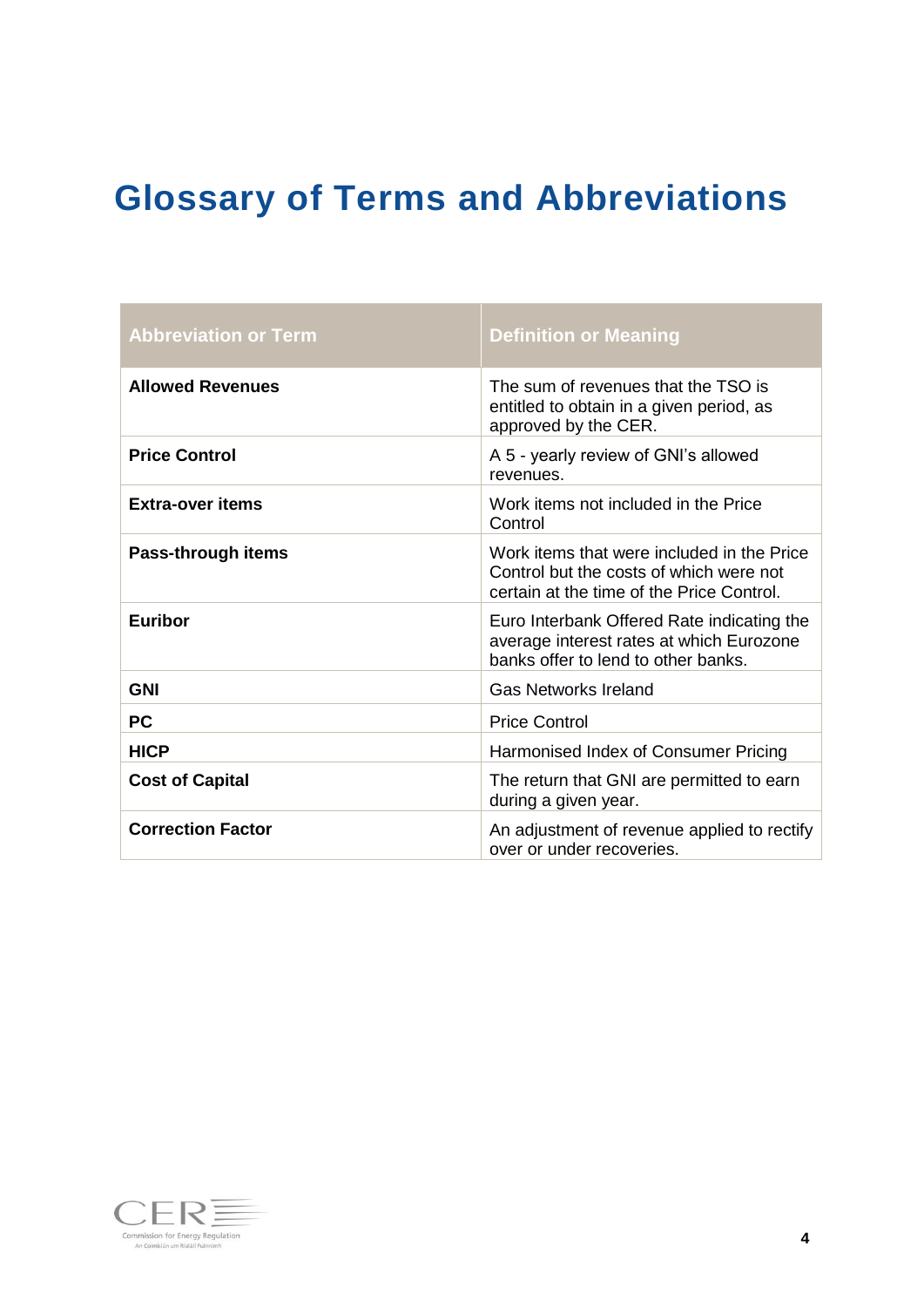# Glossary of Terms and Abbreviations

| Abbreviation or Term | Definition or Meaning |
|---|---|
| **Allowed Revenues** | The sum of revenues that the TSO is entitled to obtain in a given period, as approved by the CER. |
| **Price Control** | A 5 - yearly review of GNI's allowed revenues. |
| **Extra-over items** | Work items not included in the Price Control |
| **Pass-through items** | Work items that were included in the Price Control but the costs of which were not certain at the time of the Price Control. |
| **Euribor** | Euro Interbank Offered Rate indicating the average interest rates at which Eurozone banks offer to lend to other banks. |
| **GNI** | Gas Networks Ireland |
| **PC** | Price Control |
| **HICP** | Harmonised Index of Consumer Pricing |
| **Cost of Capital** | The return that GNI are permitted to earn during a given year. |
| **Correction Factor** | An adjustment of revenue applied to rectify over or under recoveries. |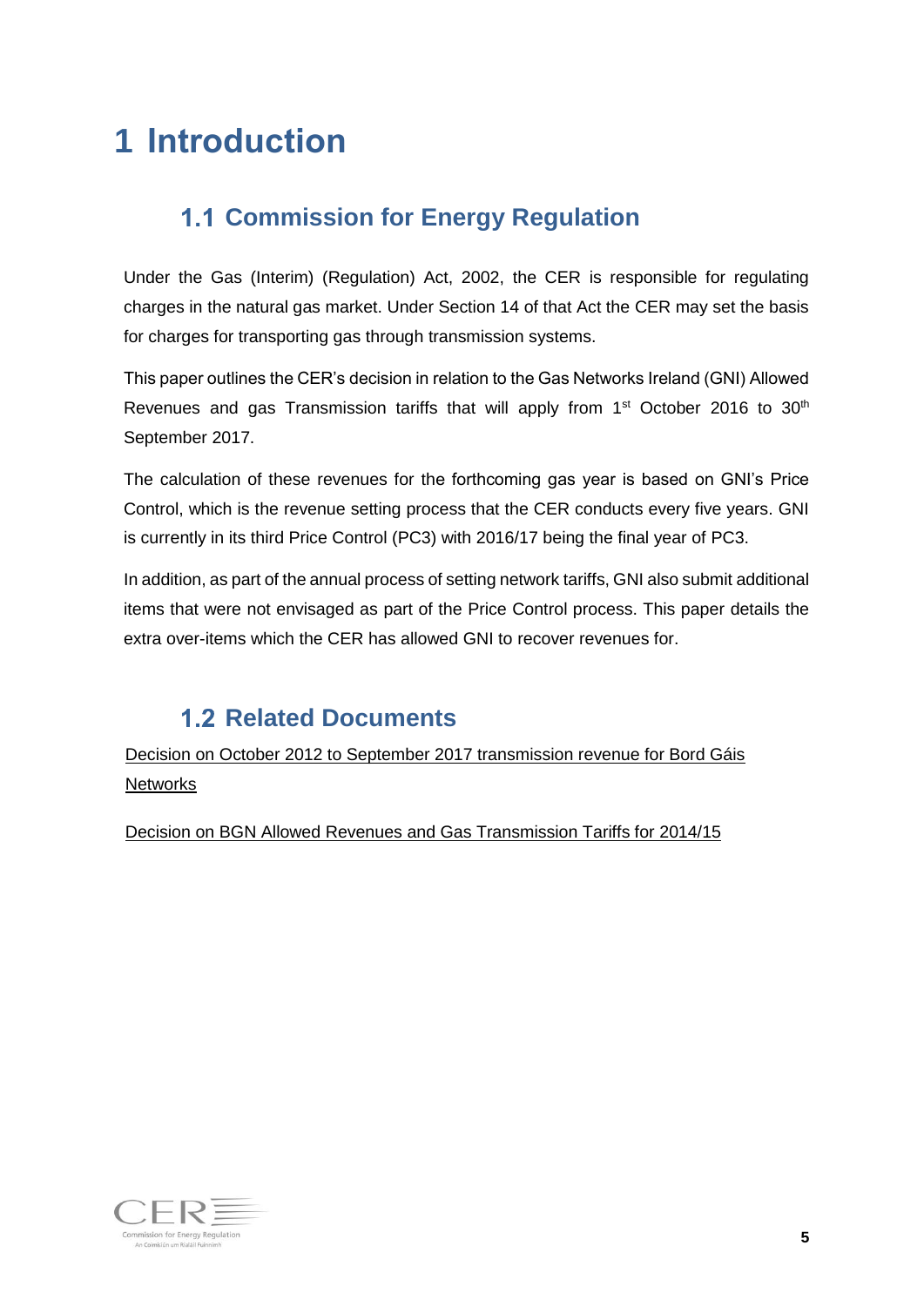# 1 Introduction

## 1.1 Commission for Energy Regulation

Under the Gas (Interim) (Regulation) Act, 2002, the CER is responsible for regulating charges in the natural gas market. Under Section 14 of that Act the CER may set the basis for charges for transporting gas through transmission systems.

This paper outlines the CER's decision in relation to the Gas Networks Ireland (GNI) Allowed Revenues and gas Transmission tariffs that will apply from 1st October 2016 to 30th September 2017.

The calculation of these revenues for the forthcoming gas year is based on GNI's Price Control, which is the revenue setting process that the CER conducts every five years. GNI is currently in its third Price Control (PC3) with 2016/17 being the final year of PC3.

In addition, as part of the annual process of setting network tariffs, GNI also submit additional items that were not envisaged as part of the Price Control process. This paper details the extra over-items which the CER has allowed GNI to recover revenues for.

## 1.2 Related Documents

Decision on October 2012 to September 2017 transmission revenue for Bord Gáis Networks

Decision on BGN Allowed Revenues and Gas Transmission Tariffs for 2014/15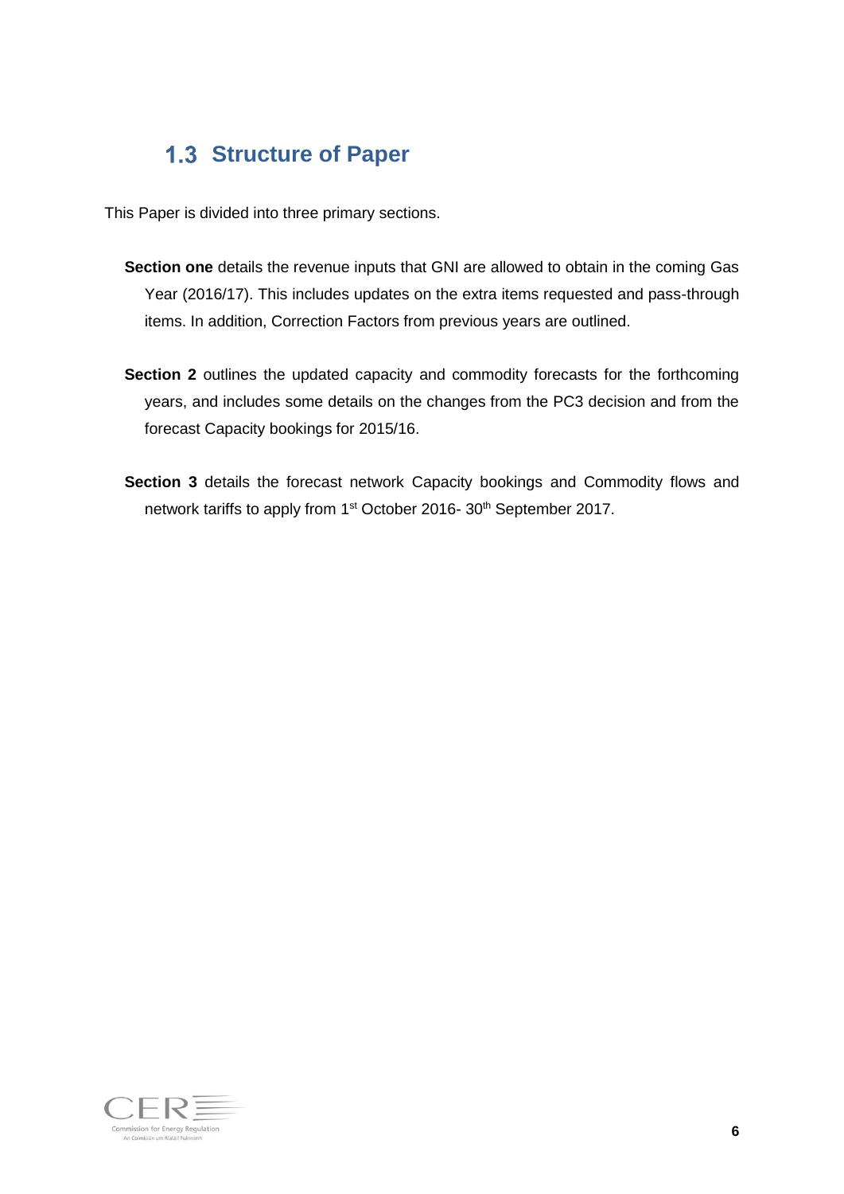## 1.3 Structure of Paper

This Paper is divided into three primary sections.

**Section one** details the revenue inputs that GNI are allowed to obtain in the coming Gas Year (2016/17). This includes updates on the extra items requested and pass-through items. In addition, Correction Factors from previous years are outlined.

**Section 2** outlines the updated capacity and commodity forecasts for the forthcoming years, and includes some details on the changes from the PC3 decision and from the forecast Capacity bookings for 2015/16.

**Section 3** details the forecast network Capacity bookings and Commodity flows and network tariffs to apply from 1st October 2016- 30th September 2017.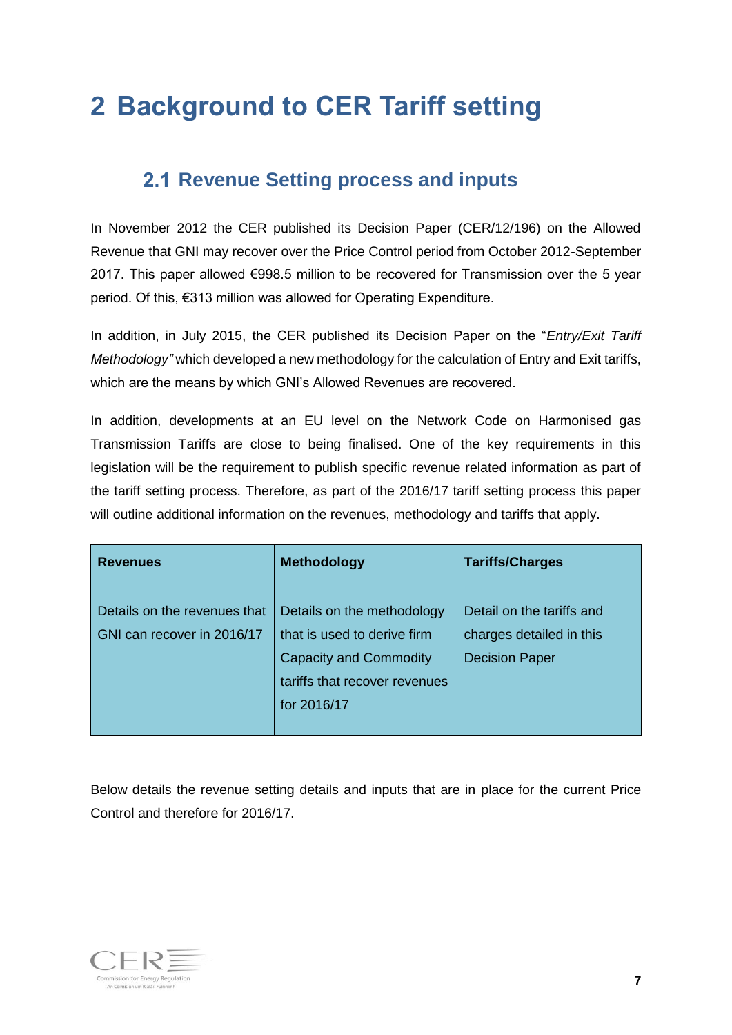# 2 Background to CER Tariff setting

## 2.1 Revenue Setting process and inputs

In November 2012 the CER published its Decision Paper (CER/12/196) on the Allowed Revenue that GNI may recover over the Price Control period from October 2012-September 2017. This paper allowed €998.5 million to be recovered for Transmission over the 5 year period. Of this, €313 million was allowed for Operating Expenditure.

In addition, in July 2015, the CER published its Decision Paper on the "*Entry/Exit Tariff Methodology"* which developed a new methodology for the calculation of Entry and Exit tariffs, which are the means by which GNI's Allowed Revenues are recovered.

In addition, developments at an EU level on the Network Code on Harmonised gas Transmission Tariffs are close to being finalised. One of the key requirements in this legislation will be the requirement to publish specific revenue related information as part of the tariff setting process. Therefore, as part of the 2016/17 tariff setting process this paper will outline additional information on the revenues, methodology and tariffs that apply.

| Revenues | Methodology | Tariffs/Charges |
| --- | --- | --- |
| Details on the revenues that GNI can recover in 2016/17 | Details on the methodology that is used to derive firm Capacity and Commodity tariffs that recover revenues for 2016/17 | Detail on the tariffs and charges detailed in this Decision Paper |

Below details the revenue setting details and inputs that are in place for the current Price Control and therefore for 2016/17.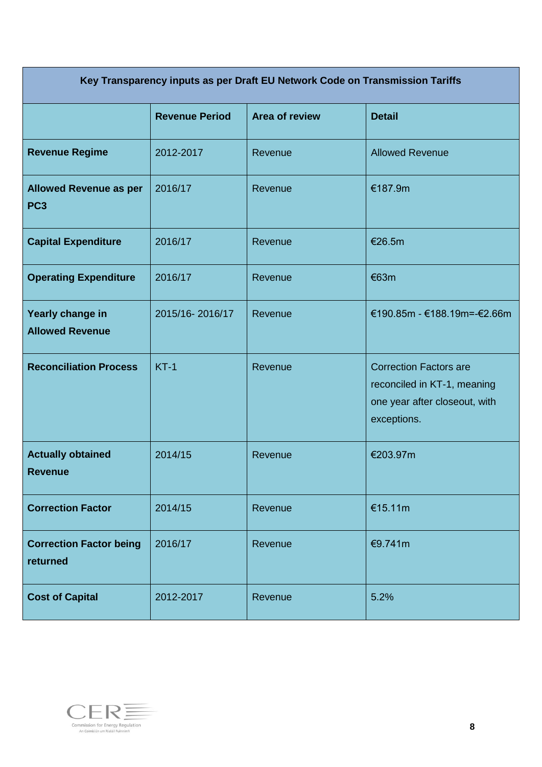| Key Transparency inputs as per Draft EU Network Code on Transmission Tariffs | | | |
|---|---|---|---|
| | **Revenue Period** | **Area of review** | **Detail** |
| **Revenue Regime** | 2012-2017 | Revenue | Allowed Revenue |
| **Allowed Revenue as per PC3** | 2016/17 | Revenue | €187.9m |
| **Capital Expenditure** | 2016/17 | Revenue | €26.5m |
| **Operating Expenditure** | 2016/17 | Revenue | €63m |
| **Yearly change in Allowed Revenue** | 2015/16- 2016/17 | Revenue | €190.85m - €188.19m=-€2.66m |
| **Reconciliation Process** | KT-1 | Revenue | Correction Factors are reconciled in KT-1, meaning one year after closeout, with exceptions. |
| **Actually obtained Revenue** | 2014/15 | Revenue | €203.97m |
| **Correction Factor** | 2014/15 | Revenue | €15.11m |
| **Correction Factor being returned** | 2016/17 | Revenue | €9.741m |
| **Cost of Capital** | 2012-2017 | Revenue | 5.2% |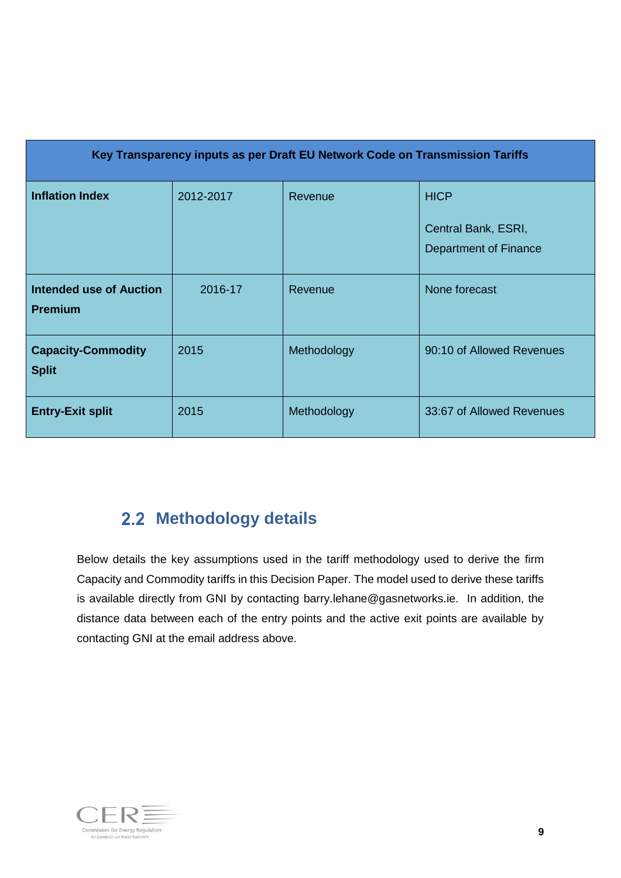| Key Transparency inputs as per Draft EU Network Code on Transmission Tariffs | | | |
|---|---|---|---|
| **Inflation Index** | 2012-2017 | Revenue | HICP<br><br>Central Bank, ESRI, Department of Finance |
| **Intended use of Auction Premium** | 2016-17 | Revenue | None forecast |
| **Capacity-Commodity Split** | 2015 | Methodology | 90:10 of Allowed Revenues |
| **Entry-Exit split** | 2015 | Methodology | 33:67 of Allowed Revenues |

## 2.2 Methodology details

Below details the key assumptions used in the tariff methodology used to derive the firm Capacity and Commodity tariffs in this Decision Paper. The model used to derive these tariffs is available directly from GNI by contacting barry.lehane@gasnetworks.ie. In addition, the distance data between each of the entry points and the active exit points are available by contacting GNI at the email address above.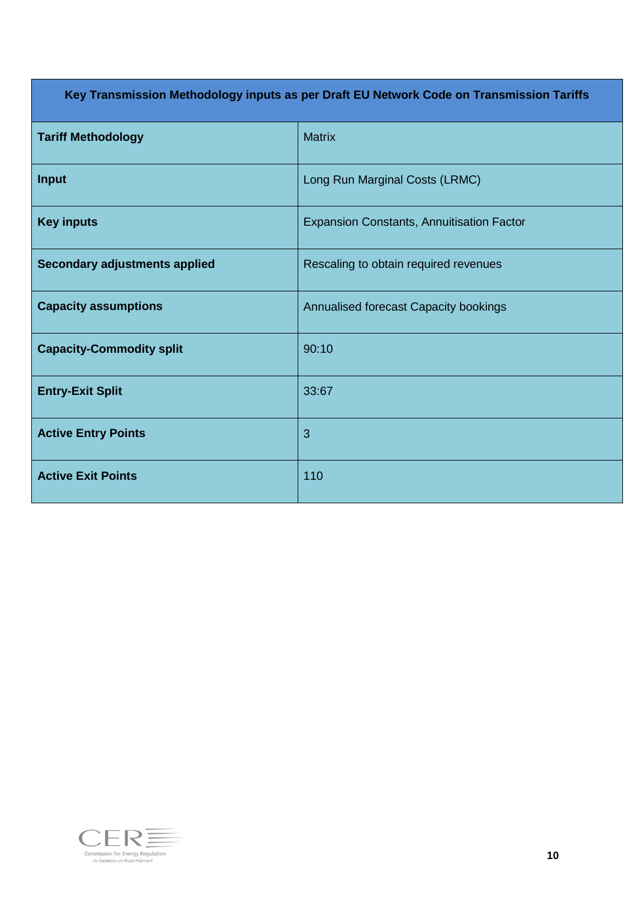| Key Transmission Methodology inputs as per Draft EU Network Code on Transmission Tariffs | |
|---|---|
| **Tariff Methodology** | Matrix |
| **Input** | Long Run Marginal Costs (LRMC) |
| **Key inputs** | Expansion Constants, Annuitisation Factor |
| **Secondary adjustments applied** | Rescaling to obtain required revenues |
| **Capacity assumptions** | Annualised forecast Capacity bookings |
| **Capacity-Commodity split** | 90:10 |
| **Entry-Exit Split** | 33:67 |
| **Active Entry Points** | 3 |
| **Active Exit Points** | 110 |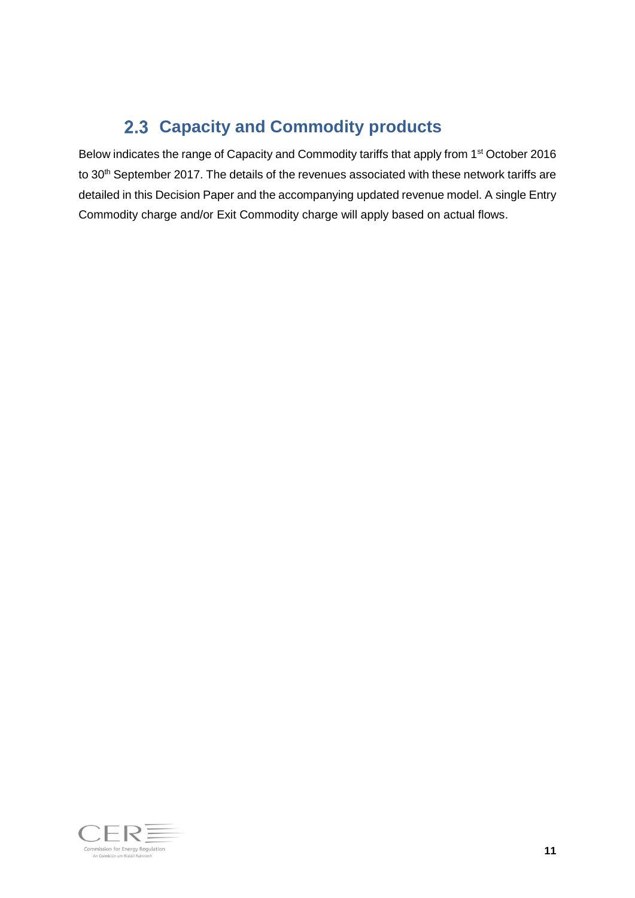## 2.3 Capacity and Commodity products

Below indicates the range of Capacity and Commodity tariffs that apply from 1st October 2016 to 30th September 2017. The details of the revenues associated with these network tariffs are detailed in this Decision Paper and the accompanying updated revenue model. A single Entry Commodity charge and/or Exit Commodity charge will apply based on actual flows.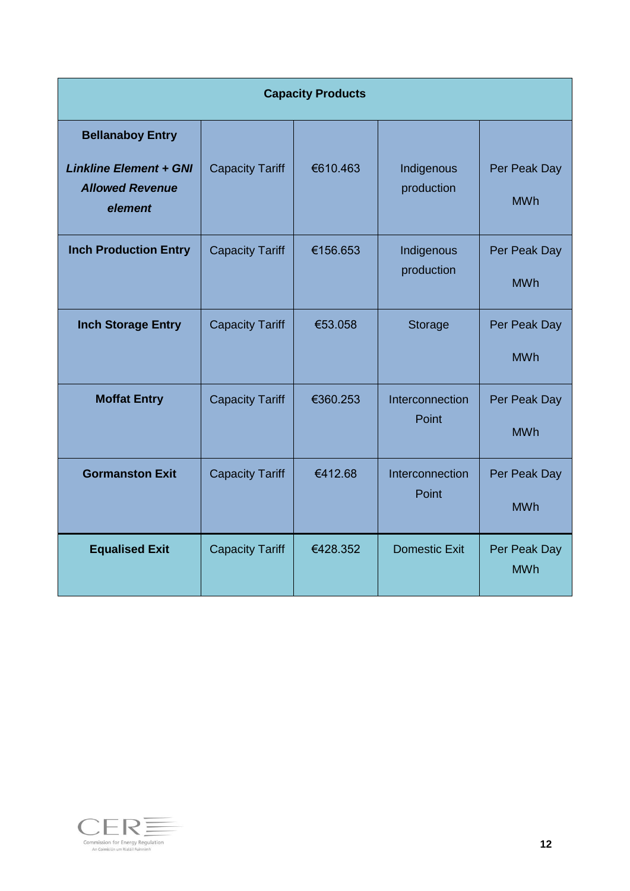| Capacity Products | | | | |
|---|---|---|---|---|
| **Bellanaboy Entry** ***Linkline Element + GNI Allowed Revenue element*** | Capacity Tariff | €610.463 | Indigenous production | Per Peak Day MWh |
| **Inch Production Entry** | Capacity Tariff | €156.653 | Indigenous production | Per Peak Day MWh |
| **Inch Storage Entry** | Capacity Tariff | €53.058 | Storage | Per Peak Day MWh |
| **Moffat Entry** | Capacity Tariff | €360.253 | Interconnection Point | Per Peak Day MWh |
| **Gormanston Exit** | Capacity Tariff | €412.68 | Interconnection Point | Per Peak Day MWh |
| **Equalised Exit** | Capacity Tariff | €428.352 | Domestic Exit | Per Peak Day MWh |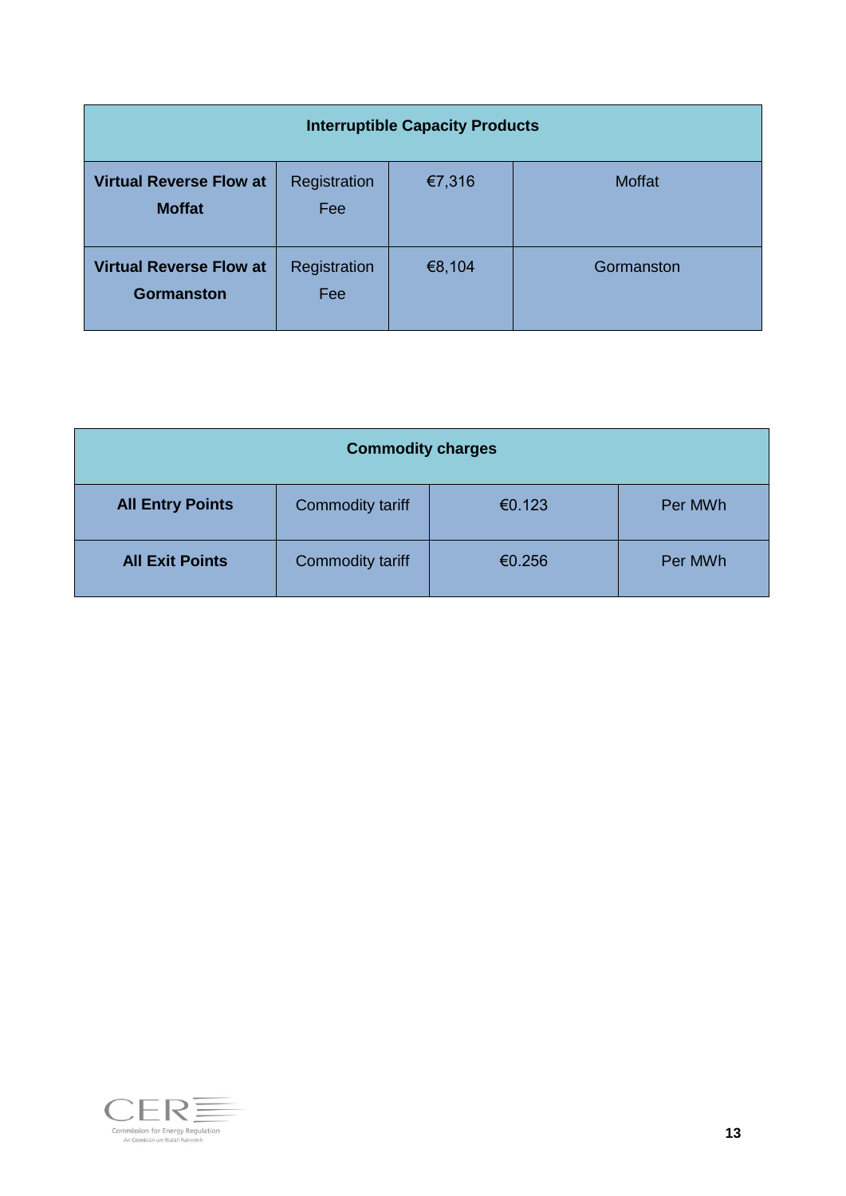| Interruptible Capacity Products | | | |
|---|---|---|---|
| **Virtual Reverse Flow at Moffat** | Registration Fee | €7,316 | Moffat |
| **Virtual Reverse Flow at Gormanston** | Registration Fee | €8,104 | Gormanston |

| Commodity charges | | | |
|---|---|---|---|
| **All Entry Points** | Commodity tariff | €0.123 | Per MWh |
| **All Exit Points** | Commodity tariff | €0.256 | Per MWh |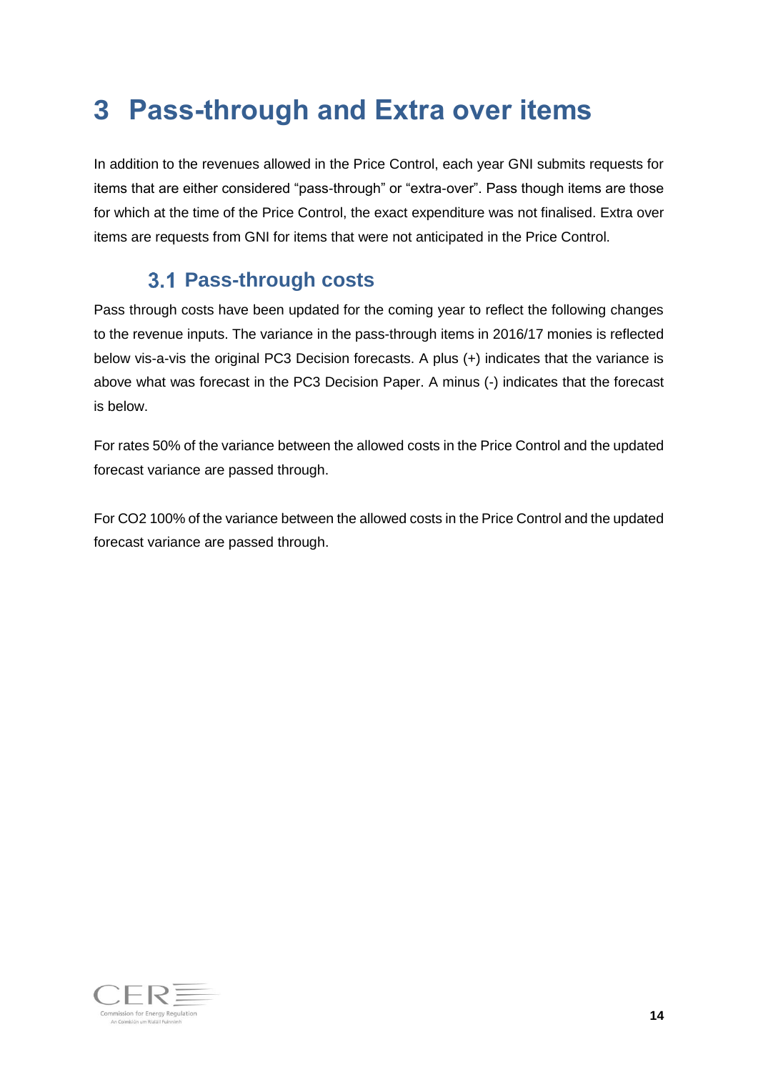# 3 Pass-through and Extra over items

In addition to the revenues allowed in the Price Control, each year GNI submits requests for items that are either considered "pass-through" or "extra-over". Pass though items are those for which at the time of the Price Control, the exact expenditure was not finalised. Extra over items are requests from GNI for items that were not anticipated in the Price Control.

## 3.1 Pass-through costs

Pass through costs have been updated for the coming year to reflect the following changes to the revenue inputs. The variance in the pass-through items in 2016/17 monies is reflected below vis-a-vis the original PC3 Decision forecasts. A plus (+) indicates that the variance is above what was forecast in the PC3 Decision Paper. A minus (-) indicates that the forecast is below.

For rates 50% of the variance between the allowed costs in the Price Control and the updated forecast variance are passed through.

For $CO_2$ 100% of the variance between the allowed costs in the Price Control and the updated forecast variance are passed through.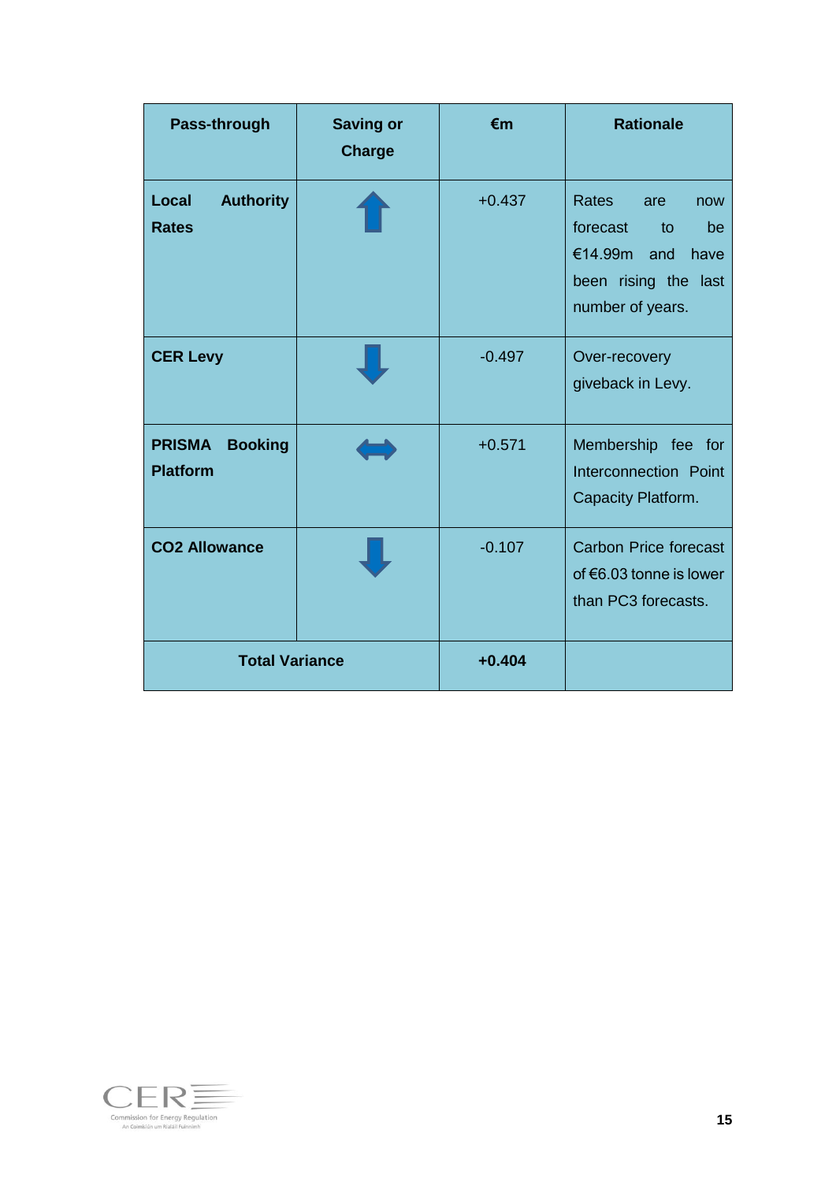| Pass-through | Saving or Charge | €m | Rationale |
|---|---|---|---|
| **Local Authority Rates** | ⬆ | +0.437 | Rates are now forecast to be €14.99m and have been rising the last number of years. |
| **CER Levy** | ⬇ | -0.497 | Over-recovery giveback in Levy. |
| **PRISMA Booking Platform** | ⬌ | +0.571 | Membership fee for Interconnection Point Capacity Platform. |
| **$CO_2$ Allowance** | ⬇ | -0.107 | Carbon Price forecast of €6.03 tonne is lower than PC3 forecasts. |
| **Total Variance** | | **+0.404** | |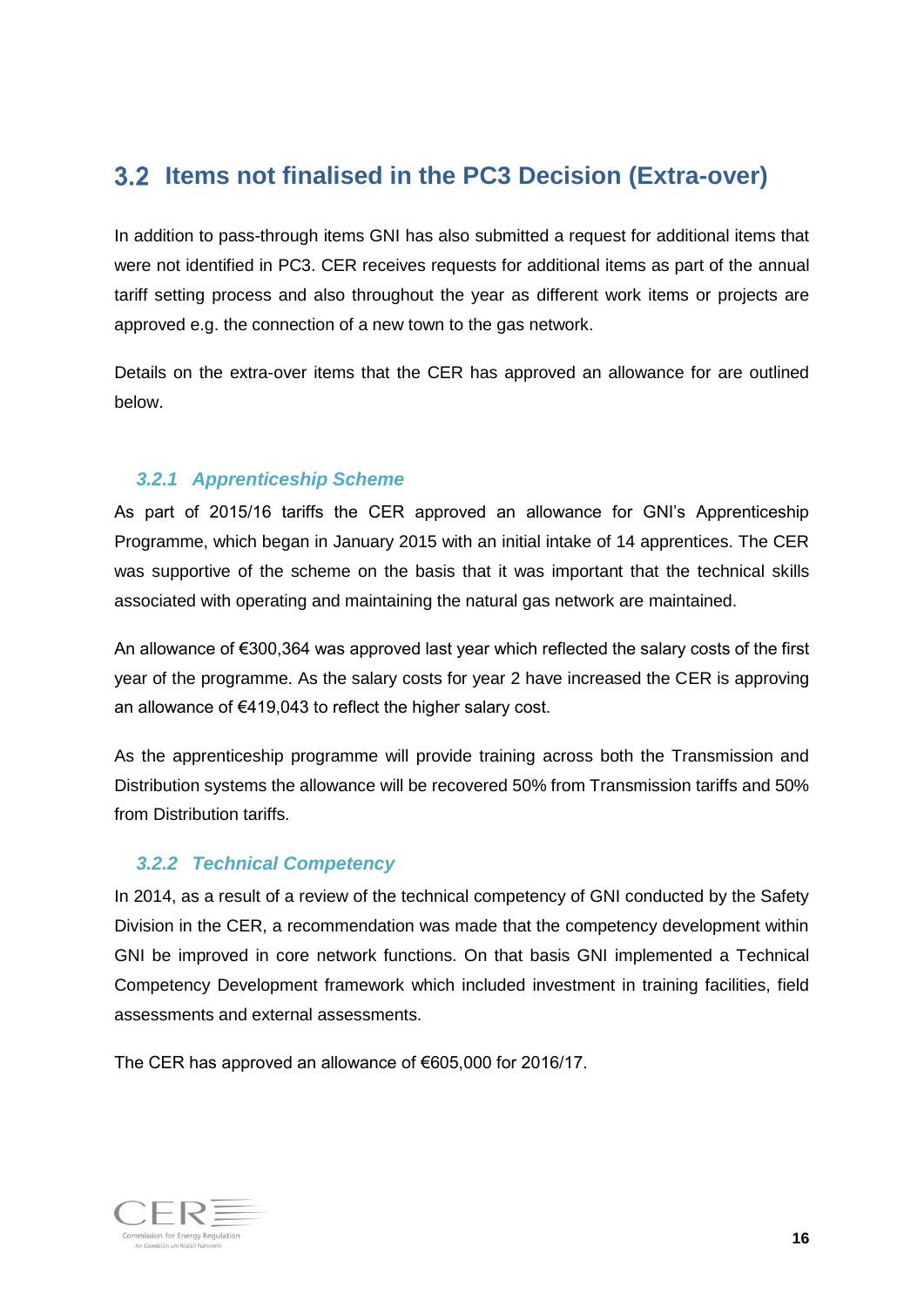## 3.2 Items not finalised in the PC3 Decision (Extra-over)

In addition to pass-through items GNI has also submitted a request for additional items that were not identified in PC3. CER receives requests for additional items as part of the annual tariff setting process and also throughout the year as different work items or projects are approved e.g. the connection of a new town to the gas network.

Details on the extra-over items that the CER has approved an allowance for are outlined below.

### *3.2.1 Apprenticeship Scheme*

As part of 2015/16 tariffs the CER approved an allowance for GNI's Apprenticeship Programme, which began in January 2015 with an initial intake of 14 apprentices. The CER was supportive of the scheme on the basis that it was important that the technical skills associated with operating and maintaining the natural gas network are maintained.

An allowance of €300,364 was approved last year which reflected the salary costs of the first year of the programme. As the salary costs for year 2 have increased the CER is approving an allowance of €419,043 to reflect the higher salary cost.

As the apprenticeship programme will provide training across both the Transmission and Distribution systems the allowance will be recovered 50% from Transmission tariffs and 50% from Distribution tariffs.

### *3.2.2 Technical Competency*

In 2014, as a result of a review of the technical competency of GNI conducted by the Safety Division in the CER, a recommendation was made that the competency development within GNI be improved in core network functions. On that basis GNI implemented a Technical Competency Development framework which included investment in training facilities, field assessments and external assessments.

The CER has approved an allowance of €605,000 for 2016/17.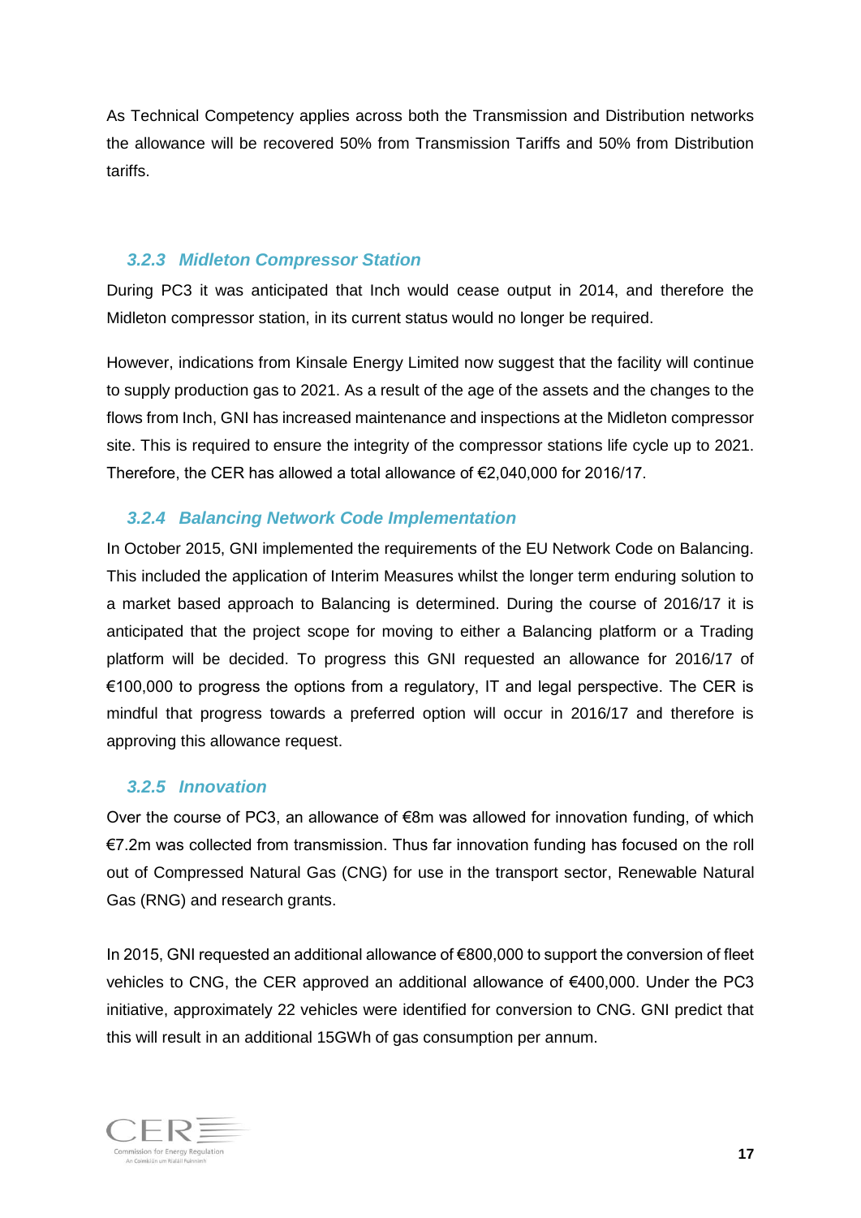As Technical Competency applies across both the Transmission and Distribution networks the allowance will be recovered 50% from Transmission Tariffs and 50% from Distribution tariffs.

### *3.2.3 Midleton Compressor Station*

During PC3 it was anticipated that Inch would cease output in 2014, and therefore the Midleton compressor station, in its current status would no longer be required.

However, indications from Kinsale Energy Limited now suggest that the facility will continue to supply production gas to 2021. As a result of the age of the assets and the changes to the flows from Inch, GNI has increased maintenance and inspections at the Midleton compressor site. This is required to ensure the integrity of the compressor stations life cycle up to 2021. Therefore, the CER has allowed a total allowance of €2,040,000 for 2016/17.

### *3.2.4 Balancing Network Code Implementation*

In October 2015, GNI implemented the requirements of the EU Network Code on Balancing. This included the application of Interim Measures whilst the longer term enduring solution to a market based approach to Balancing is determined. During the course of 2016/17 it is anticipated that the project scope for moving to either a Balancing platform or a Trading platform will be decided. To progress this GNI requested an allowance for 2016/17 of €100,000 to progress the options from a regulatory, IT and legal perspective. The CER is mindful that progress towards a preferred option will occur in 2016/17 and therefore is approving this allowance request.

### *3.2.5 Innovation*

Over the course of PC3, an allowance of €8m was allowed for innovation funding, of which €7.2m was collected from transmission. Thus far innovation funding has focused on the roll out of Compressed Natural Gas (CNG) for use in the transport sector, Renewable Natural Gas (RNG) and research grants.

In 2015, GNI requested an additional allowance of €800,000 to support the conversion of fleet vehicles to CNG, the CER approved an additional allowance of €400,000. Under the PC3 initiative, approximately 22 vehicles were identified for conversion to CNG. GNI predict that this will result in an additional 15GWh of gas consumption per annum.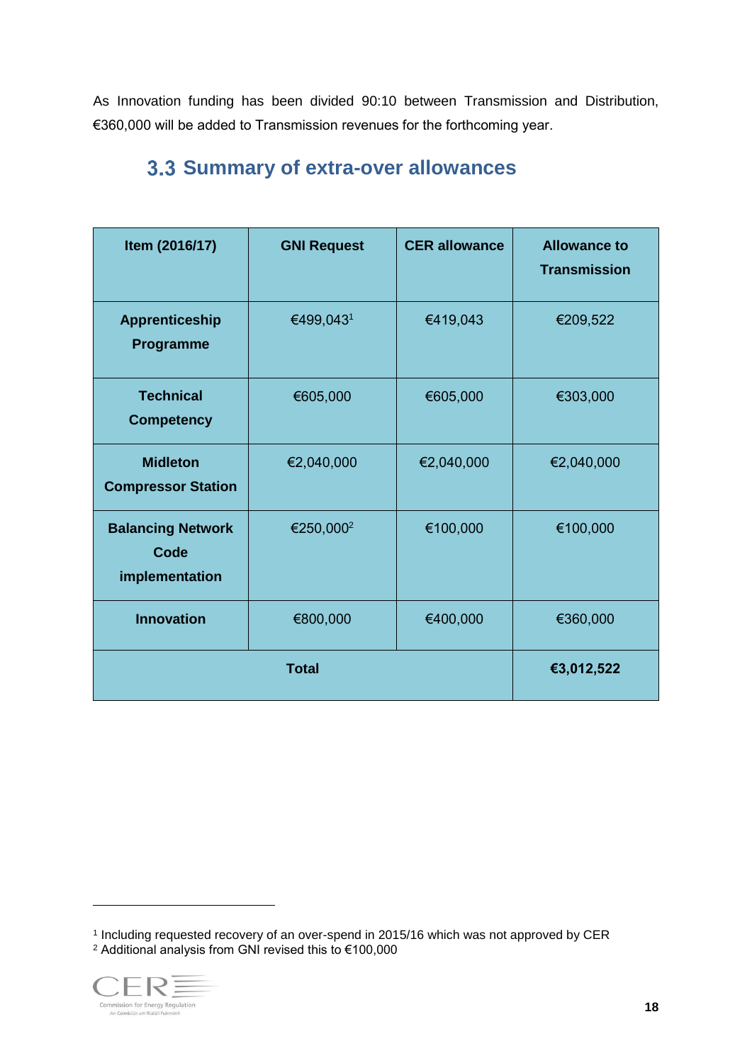As Innovation funding has been divided 90:10 between Transmission and Distribution, €360,000 will be added to Transmission revenues for the forthcoming year.

## 3.3 Summary of extra-over allowances

| Item (2016/17) | GNI Request | CER allowance | Allowance to Transmission |
|---|---|---|---|
| **Apprenticeship Programme** | €499,043[1] | €419,043 | €209,522 |
| **Technical Competency** | €605,000 | €605,000 | €303,000 |
| **Midleton Compressor Station** | €2,040,000 | €2,040,000 | €2,040,000 |
| **Balancing Network Code implementation** | €250,000[2] | €100,000 | €100,000 |
| **Innovation** | €800,000 | €400,000 | €360,000 |
| **Total** | | | **€3,012,522** |

[1] Including requested recovery of an over-spend in 2015/16 which was not approved by CER

[2] Additional analysis from GNI revised this to €100,000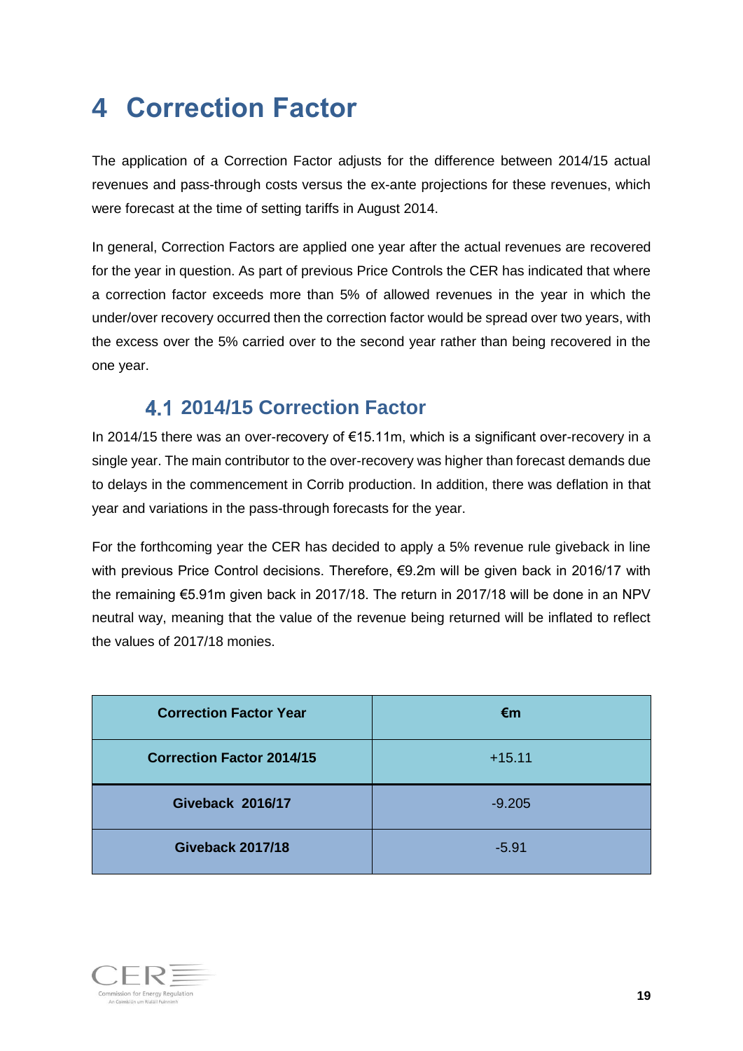# 4 Correction Factor

The application of a Correction Factor adjusts for the difference between 2014/15 actual revenues and pass-through costs versus the ex-ante projections for these revenues, which were forecast at the time of setting tariffs in August 2014.

In general, Correction Factors are applied one year after the actual revenues are recovered for the year in question. As part of previous Price Controls the CER has indicated that where a correction factor exceeds more than 5% of allowed revenues in the year in which the under/over recovery occurred then the correction factor would be spread over two years, with the excess over the 5% carried over to the second year rather than being recovered in the one year.

## 4.1 2014/15 Correction Factor

In 2014/15 there was an over-recovery of €15.11m, which is a significant over-recovery in a single year. The main contributor to the over-recovery was higher than forecast demands due to delays in the commencement in Corrib production. In addition, there was deflation in that year and variations in the pass-through forecasts for the year.

For the forthcoming year the CER has decided to apply a 5% revenue rule giveback in line with previous Price Control decisions. Therefore, €9.2m will be given back in 2016/17 with the remaining €5.91m given back in 2017/18. The return in 2017/18 will be done in an NPV neutral way, meaning that the value of the revenue being returned will be inflated to reflect the values of 2017/18 monies.

| Correction Factor Year | €m |
|---|---|
| **Correction Factor 2014/15** | +15.11 |
| **Giveback 2016/17** | -9.205 |
| **Giveback 2017/18** | -5.91 |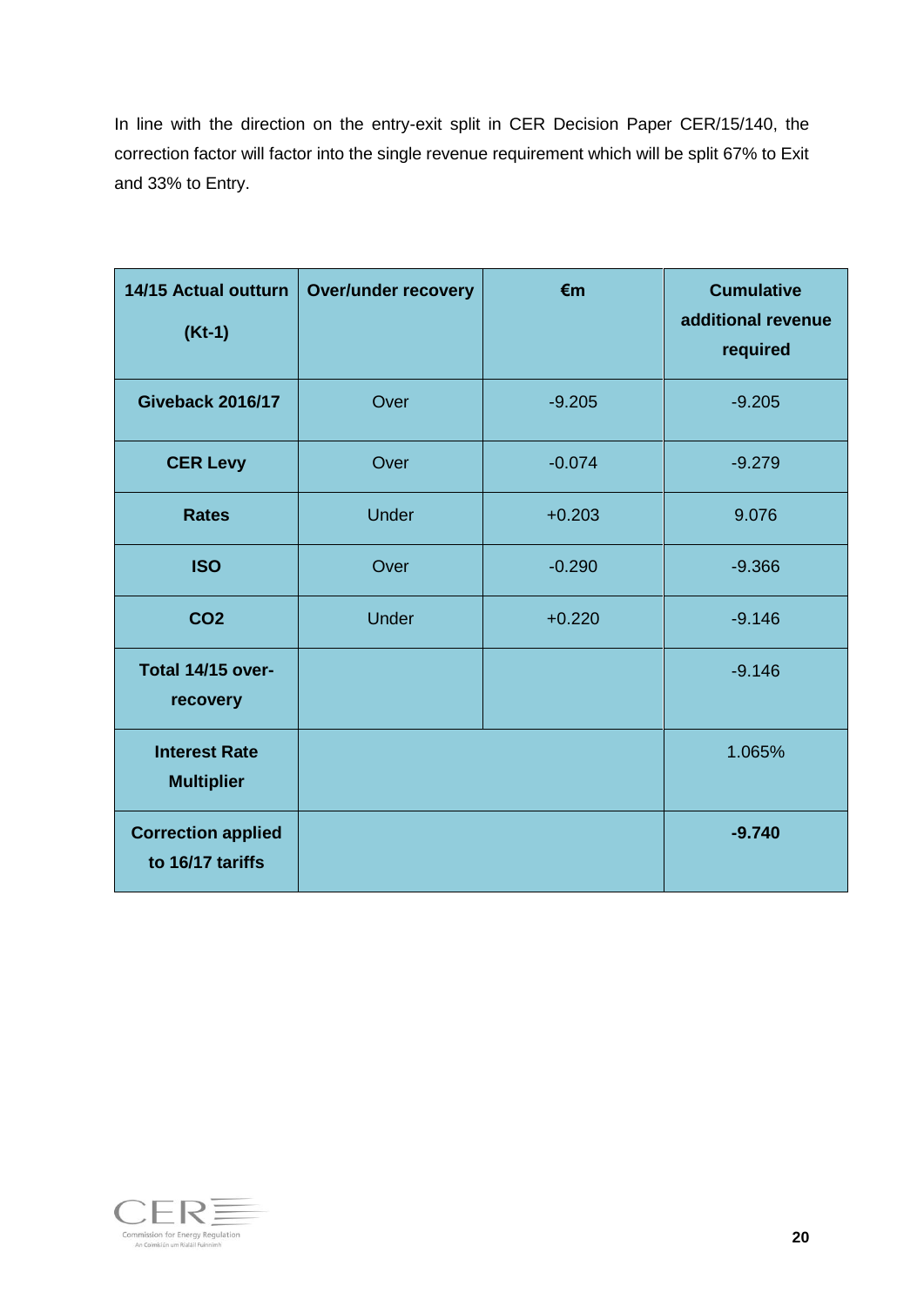In line with the direction on the entry-exit split in CER Decision Paper CER/15/140, the correction factor will factor into the single revenue requirement which will be split 67% to Exit and 33% to Entry.

| 14/15 Actual outturn (Kt-1) | Over/under recovery | €m | Cumulative additional revenue required |
|---|---|---|---|
| **Giveback 2016/17** | Over | -9.205 | -9.205 |
| **CER Levy** | Over | -0.074 | -9.279 |
| **Rates** | Under | +0.203 | 9.076 |
| **ISO** | Over | -0.290 | -9.366 |
| **CO2** | Under | +0.220 | -9.146 |
| **Total 14/15 over-recovery** | | | -9.146 |
| **Interest Rate Multiplier** | | | 1.065% |
| **Correction applied to 16/17 tariffs** | | | **-9.740** |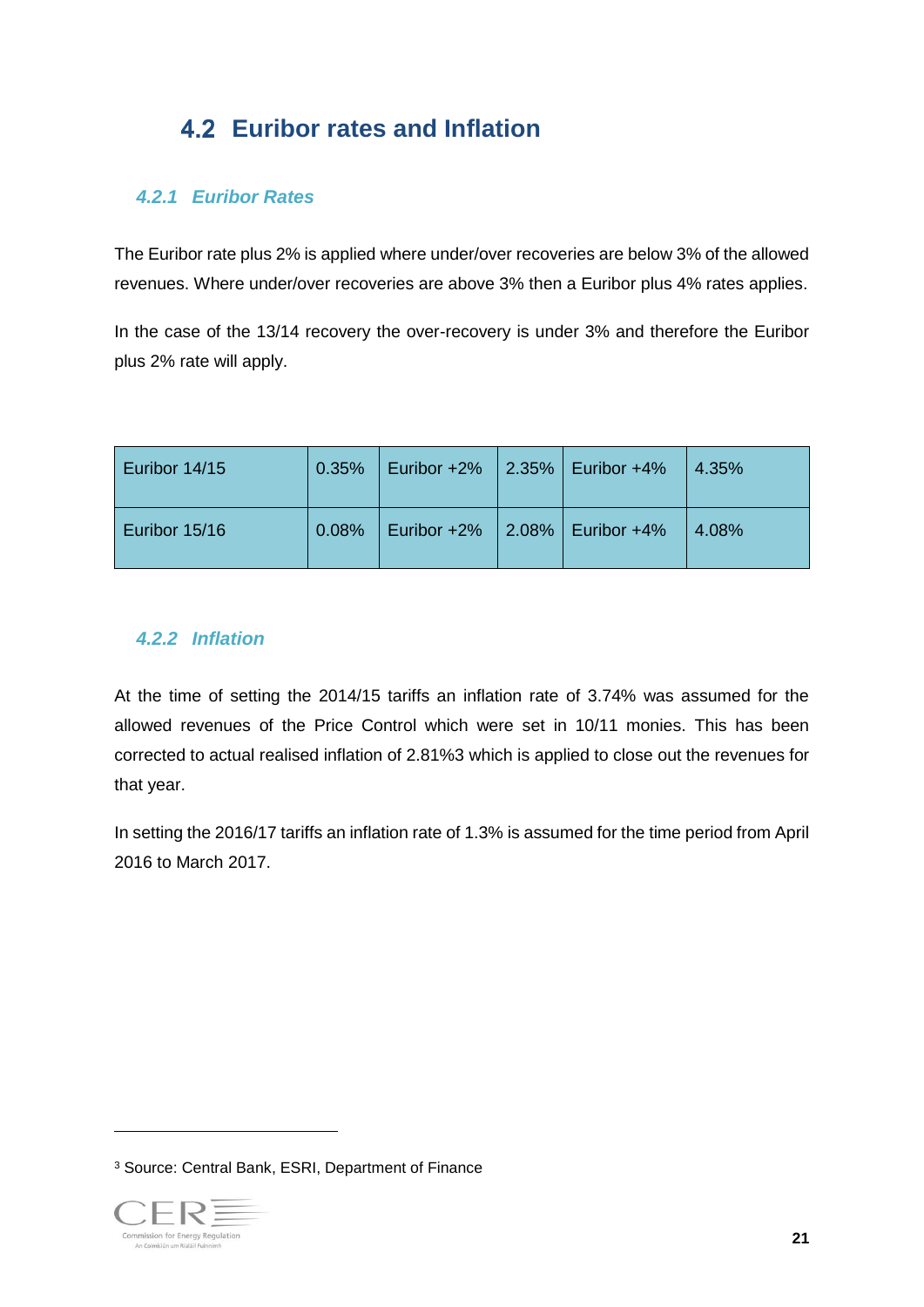## 4.2 Euribor rates and Inflation

### 4.2.1 Euribor Rates

The Euribor rate plus 2% is applied where under/over recoveries are below 3% of the allowed revenues. Where under/over recoveries are above 3% then a Euribor plus 4% rates applies.

In the case of the 13/14 recovery the over-recovery is under 3% and therefore the Euribor plus 2% rate will apply.

| | | | | | |
|---|---|---|---|---|---|
| Euribor 14/15 | 0.35% | Euribor +2% | 2.35% | Euribor +4% | 4.35% |
| Euribor 15/16 | 0.08% | Euribor +2% | 2.08% | Euribor +4% | 4.08% |

### 4.2.2 Inflation

At the time of setting the 2014/15 tariffs an inflation rate of 3.74% was assumed for the allowed revenues of the Price Control which were set in 10/11 monies. This has been corrected to actual realised inflation of 2.81%[3] which is applied to close out the revenues for that year.

In setting the 2016/17 tariffs an inflation rate of 1.3% is assumed for the time period from April 2016 to March 2017.

[3] Source: Central Bank, ESRI, Department of Finance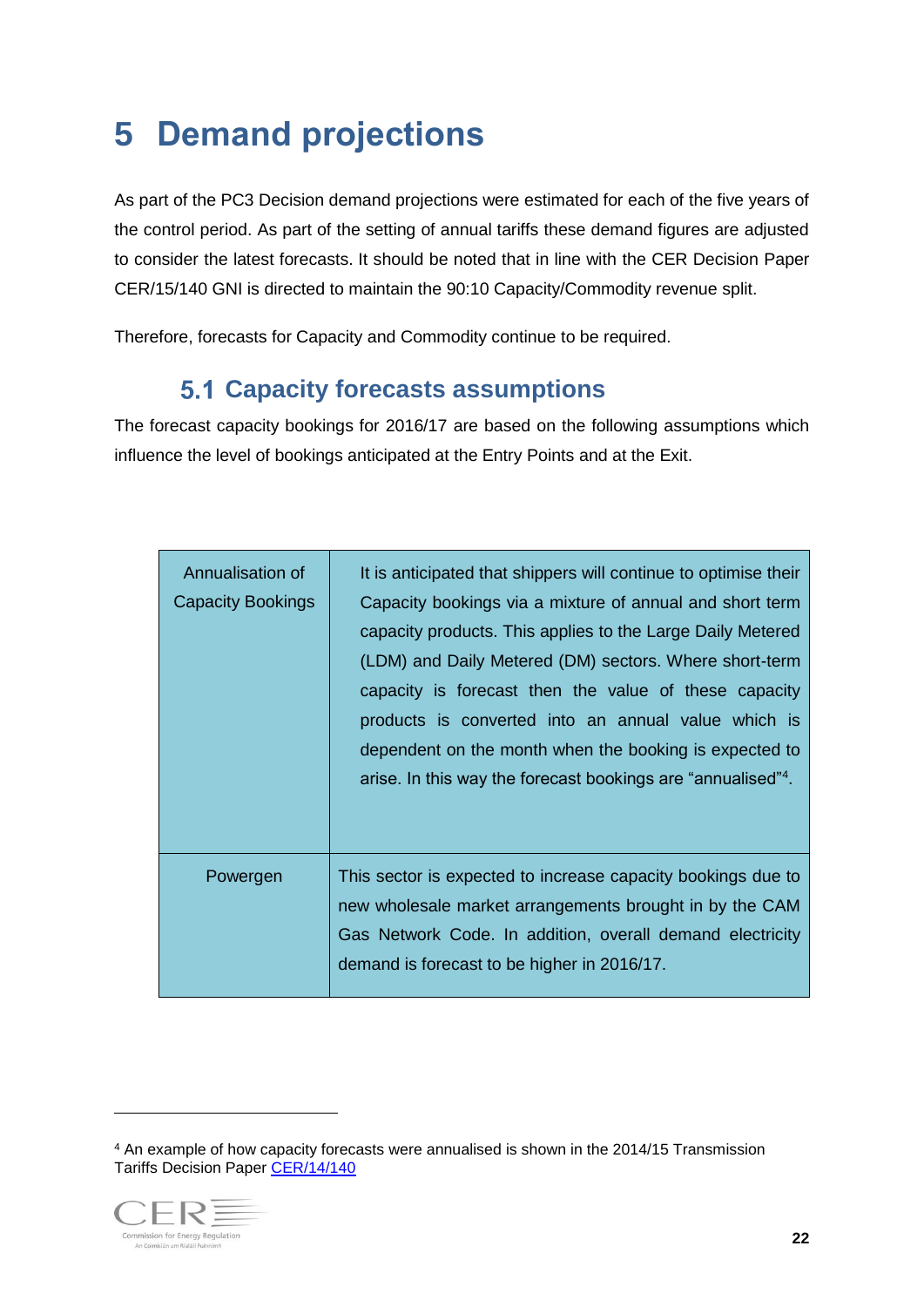# 5 Demand projections

As part of the PC3 Decision demand projections were estimated for each of the five years of the control period. As part of the setting of annual tariffs these demand figures are adjusted to consider the latest forecasts. It should be noted that in line with the CER Decision Paper CER/15/140 GNI is directed to maintain the 90:10 Capacity/Commodity revenue split.

Therefore, forecasts for Capacity and Commodity continue to be required.

## 5.1 Capacity forecasts assumptions

The forecast capacity bookings for 2016/17 are based on the following assumptions which influence the level of bookings anticipated at the Entry Points and at the Exit.

| | |
|---|---|
| Annualisation of Capacity Bookings | It is anticipated that shippers will continue to optimise their Capacity bookings via a mixture of annual and short term capacity products. This applies to the Large Daily Metered (LDM) and Daily Metered (DM) sectors. Where short-term capacity is forecast then the value of these capacity products is converted into an annual value which is dependent on the month when the booking is expected to arise. In this way the forecast bookings are "annualised"[4]. |
| Powergen | This sector is expected to increase capacity bookings due to new wholesale market arrangements brought in by the CAM Gas Network Code. In addition, overall demand electricity demand is forecast to be higher in 2016/17. |

[4] An example of how capacity forecasts were annualised is shown in the 2014/15 Transmission Tariffs Decision Paper CER/14/140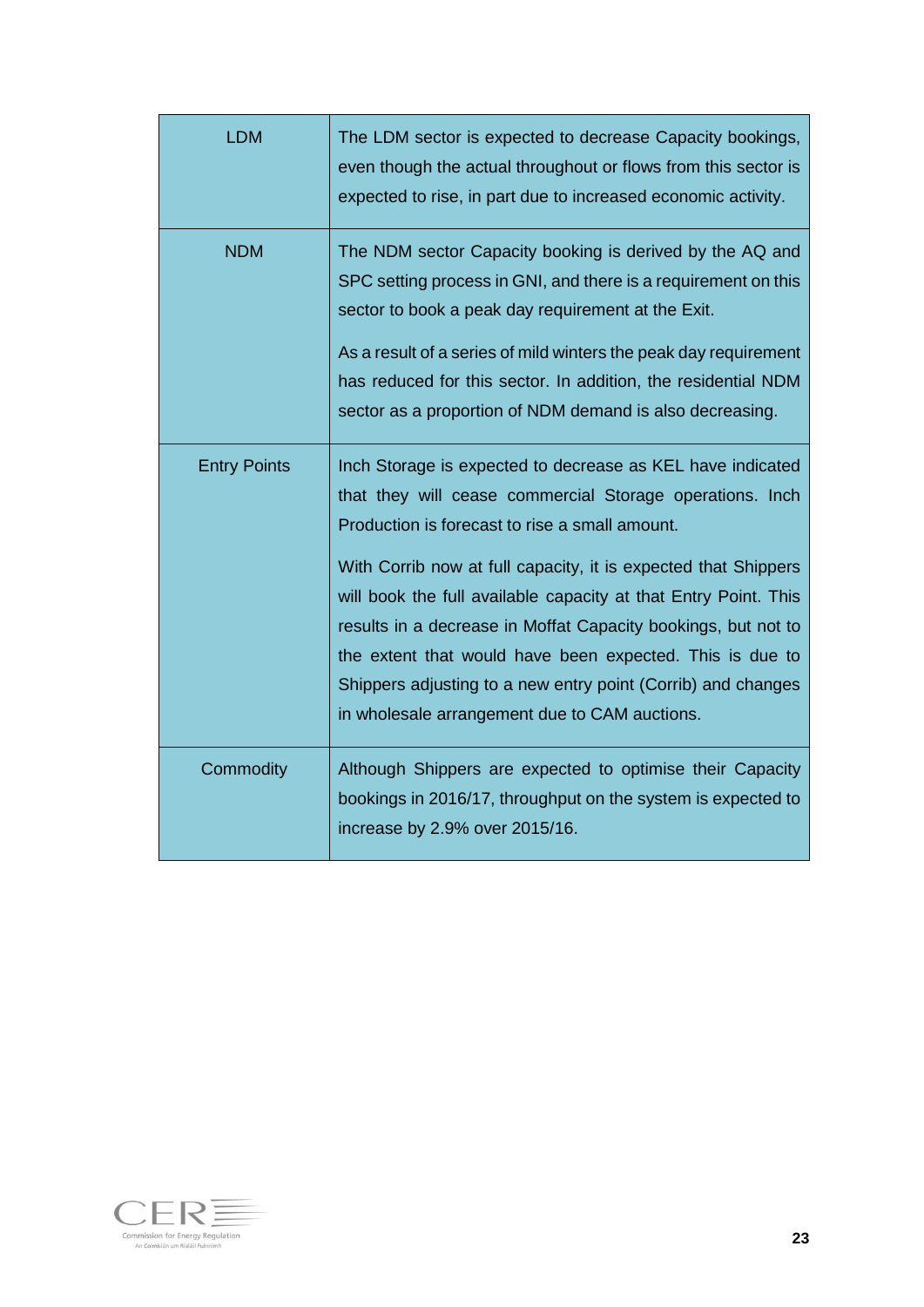| | |
|---|---|
| LDM | The LDM sector is expected to decrease Capacity bookings, even though the actual throughout or flows from this sector is expected to rise, in part due to increased economic activity. |
| NDM | The NDM sector Capacity booking is derived by the AQ and SPC setting process in GNI, and there is a requirement on this sector to book a peak day requirement at the Exit.<br><br>As a result of a series of mild winters the peak day requirement has reduced for this sector. In addition, the residential NDM sector as a proportion of NDM demand is also decreasing. |
| Entry Points | Inch Storage is expected to decrease as KEL have indicated that they will cease commercial Storage operations. Inch Production is forecast to rise a small amount.<br><br>With Corrib now at full capacity, it is expected that Shippers will book the full available capacity at that Entry Point. This results in a decrease in Moffat Capacity bookings, but not to the extent that would have been expected. This is due to Shippers adjusting to a new entry point (Corrib) and changes in wholesale arrangement due to CAM auctions. |
| Commodity | Although Shippers are expected to optimise their Capacity bookings in 2016/17, throughput on the system is expected to increase by 2.9% over 2015/16. |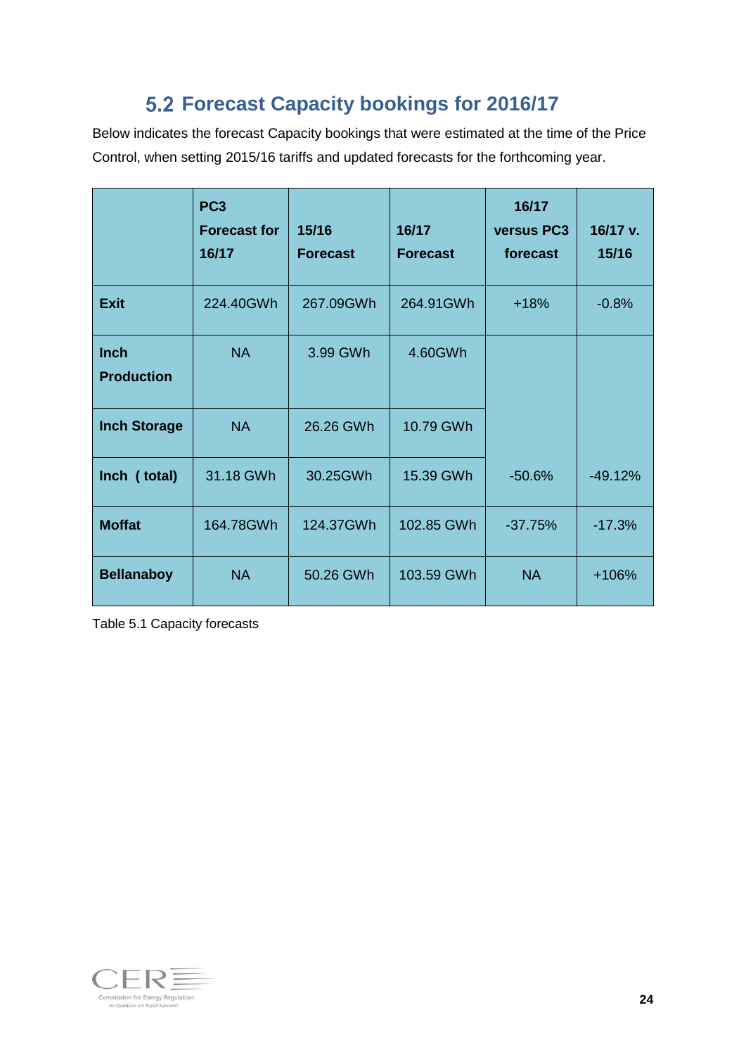## 5.2 Forecast Capacity bookings for 2016/17

Below indicates the forecast Capacity bookings that were estimated at the time of the Price Control, when setting 2015/16 tariffs and updated forecasts for the forthcoming year.

| | PC3 Forecast for 16/17 | 15/16 Forecast | 16/17 Forecast | 16/17 versus PC3 forecast | 16/17 v. 15/16 |
|---|---|---|---|---|---|
| **Exit** | 224.40GWh | 267.09GWh | 264.91GWh | +18% | -0.8% |
| **Inch Production** | NA | 3.99 GWh | 4.60GWh | | |
| **Inch Storage** | NA | 26.26 GWh | 10.79 GWh | | |
| **Inch ( total)** | 31.18 GWh | 30.25GWh | 15.39 GWh | -50.6% | -49.12% |
| **Moffat** | 164.78GWh | 124.37GWh | 102.85 GWh | -37.75% | -17.3% |
| **Bellanaboy** | NA | 50.26 GWh | 103.59 GWh | NA | +106% |

Table 5.1 Capacity forecasts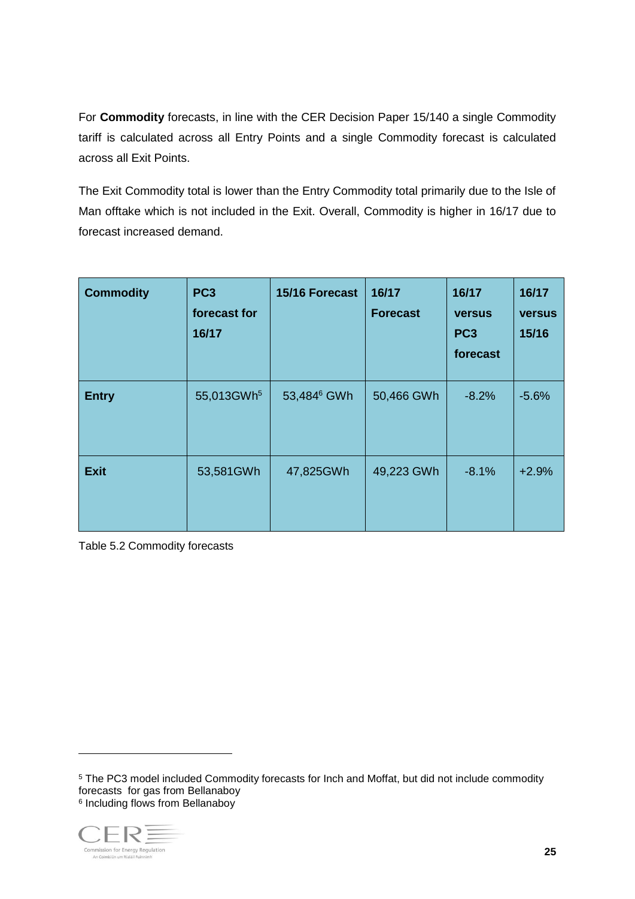For **Commodity** forecasts, in line with the CER Decision Paper 15/140 a single Commodity tariff is calculated across all Entry Points and a single Commodity forecast is calculated across all Exit Points.

The Exit Commodity total is lower than the Entry Commodity total primarily due to the Isle of Man offtake which is not included in the Exit. Overall, Commodity is higher in 16/17 due to forecast increased demand.

| Commodity | PC3 forecast for 16/17 | 15/16 Forecast | 16/17 Forecast | 16/17 versus PC3 forecast | 16/17 versus 15/16 |
|---|---|---|---|---|---|
| **Entry** | 55,013GWh[5] | 53,484[6] GWh | 50,466 GWh | -8.2% | -5.6% |
| **Exit** | 53,581GWh | 47,825GWh | 49,223 GWh | -8.1% | +2.9% |

Table 5.2 Commodity forecasts

---

[5] The PC3 model included Commodity forecasts for Inch and Moffat, but did not include commodity forecasts for gas from Bellanaboy

[6] Including flows from Bellanaboy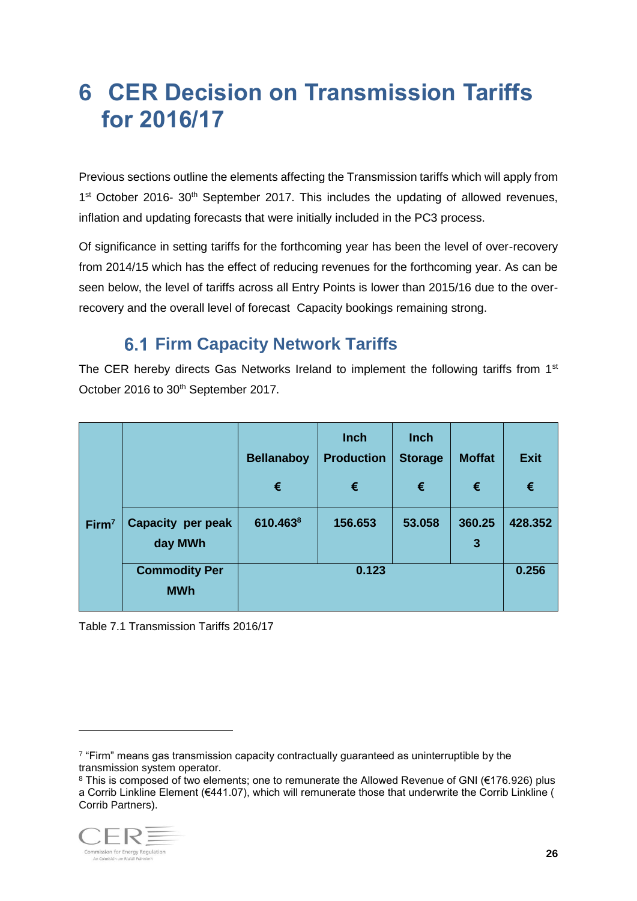# 6 CER Decision on Transmission Tariffs for 2016/17

Previous sections outline the elements affecting the Transmission tariffs which will apply from 1st October 2016- 30th September 2017. This includes the updating of allowed revenues, inflation and updating forecasts that were initially included in the PC3 process.

Of significance in setting tariffs for the forthcoming year has been the level of over-recovery from 2014/15 which has the effect of reducing revenues for the forthcoming year. As can be seen below, the level of tariffs across all Entry Points is lower than 2015/16 due to the over-recovery and the overall level of forecast Capacity bookings remaining strong.

## 6.1 Firm Capacity Network Tariffs

The CER hereby directs Gas Networks Ireland to implement the following tariffs from 1st October 2016 to 30th September 2017.

| | | Bellanaboy € | Inch Production € | Inch Storage € | Moffat € | Exit € |
|---|---|---|---|---|---|---|
| Firm[7] | Capacity per peak day MWh | 610.463[8] | 156.653 | 53.058 | 360.253 | 428.352 |
| | Commodity Per MWh | 0.123 | | | | 0.256 |

Table 7.1 Transmission Tariffs 2016/17

[7] "Firm" means gas transmission capacity contractually guaranteed as uninterruptible by the transmission system operator.

[8] This is composed of two elements; one to remunerate the Allowed Revenue of GNI (€176.926) plus a Corrib Linkline Element (€441.07), which will remunerate those that underwrite the Corrib Linkline ( Corrib Partners).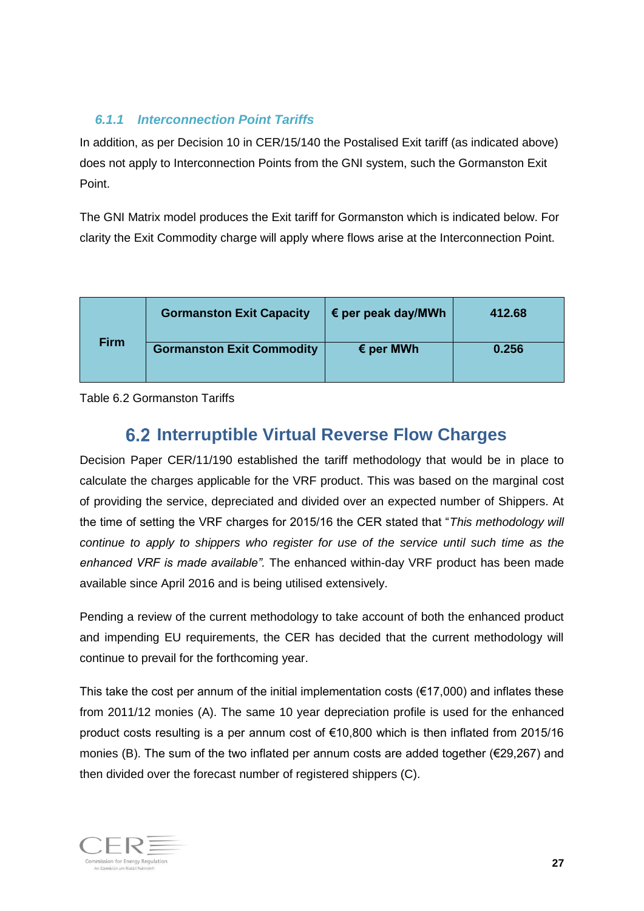### *6.1.1 Interconnection Point Tariffs*

In addition, as per Decision 10 in CER/15/140 the Postalised Exit tariff (as indicated above) does not apply to Interconnection Points from the GNI system, such the Gormanston Exit Point.

The GNI Matrix model produces the Exit tariff for Gormanston which is indicated below. For clarity the Exit Commodity charge will apply where flows arise at the Interconnection Point.

| | | | |
|---|---|---|---|
| **Firm** | **Gormanston Exit Capacity** | **€ per peak day/MWh** | **412.68** |
| | **Gormanston Exit Commodity** | **€ per MWh** | **0.256** |

Table 6.2 Gormanston Tariffs

## 6.2 Interruptible Virtual Reverse Flow Charges

Decision Paper CER/11/190 established the tariff methodology that would be in place to calculate the charges applicable for the VRF product. This was based on the marginal cost of providing the service, depreciated and divided over an expected number of Shippers. At the time of setting the VRF charges for 2015/16 the CER stated that "*This methodology will continue to apply to shippers who register for use of the service until such time as the enhanced VRF is made available".* The enhanced within-day VRF product has been made available since April 2016 and is being utilised extensively.

Pending a review of the current methodology to take account of both the enhanced product and impending EU requirements, the CER has decided that the current methodology will continue to prevail for the forthcoming year.

This take the cost per annum of the initial implementation costs (€17,000) and inflates these from 2011/12 monies (A). The same 10 year depreciation profile is used for the enhanced product costs resulting is a per annum cost of €10,800 which is then inflated from 2015/16 monies (B). The sum of the two inflated per annum costs are added together (€29,267) and then divided over the forecast number of registered shippers (C).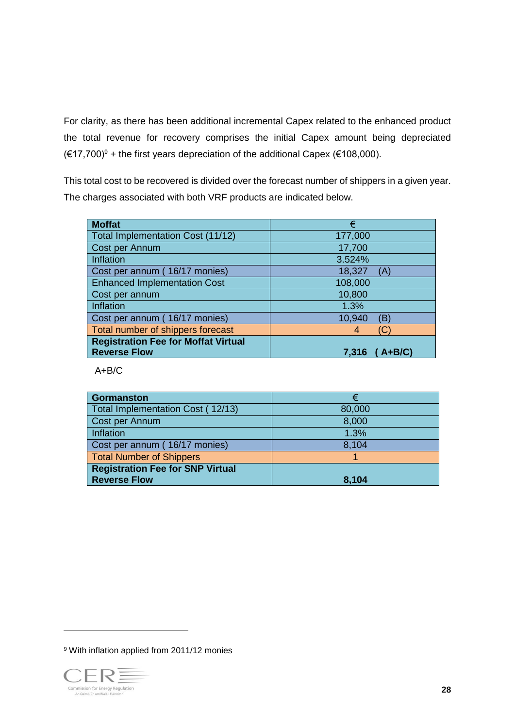For clarity, as there has been additional incremental Capex related to the enhanced product the total revenue for recovery comprises the initial Capex amount being depreciated (€17,700)[9] + the first years depreciation of the additional Capex (€108,000).

This total cost to be recovered is divided over the forecast number of shippers in a given year. The charges associated with both VRF products are indicated below.

| **Moffat** | € |
|---|---|
| Total Implementation Cost (11/12) | 177,000 |
| Cost per Annum | 17,700 |
| Inflation | 3.524% |
| Cost per annum ( 16/17 monies) | 18,327 (A) |
| Enhanced Implementation Cost | 108,000 |
| Cost per annum | 10,800 |
| Inflation | 1.3% |
| Cost per annum ( 16/17 monies) | 10,940 (B) |
| Total number of shippers forecast | 4 (C) |
| **Registration Fee for Moffat Virtual Reverse Flow** | **7,316 ( A+B/C)** |

A+B/C

| **Gormanston** | € |
|---|---|
| Total Implementation Cost ( 12/13) | 80,000 |
| Cost per Annum | 8,000 |
| Inflation | 1.3% |
| Cost per annum ( 16/17 monies) | 8,104 |
| Total Number of Shippers | 1 |
| **Registration Fee for SNP Virtual Reverse Flow** | **8,104** |

[9] With inflation applied from 2011/12 monies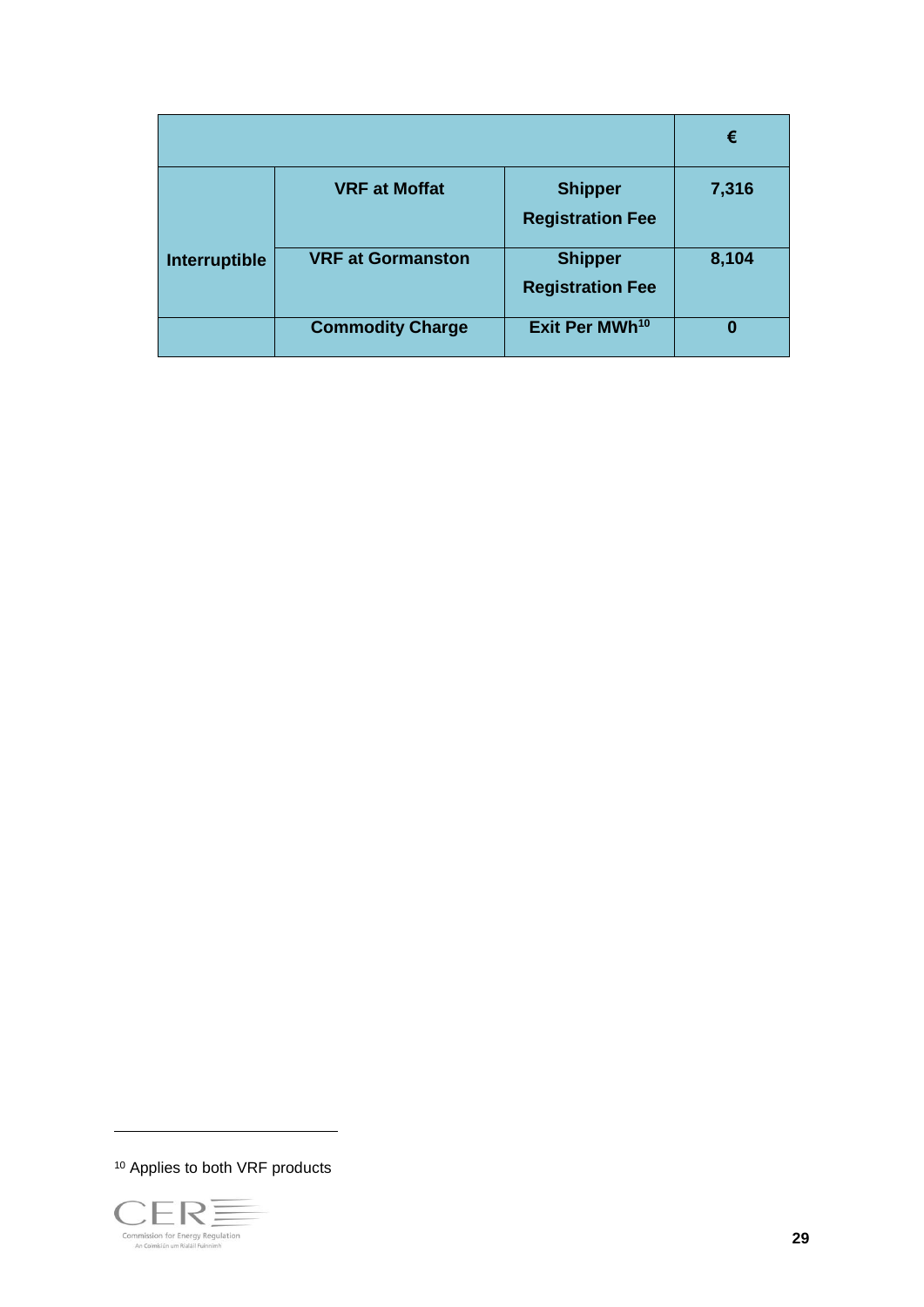| | | | € |
|---|---|---|---|
| Interruptible | VRF at Moffat | Shipper Registration Fee | 7,316 |
| | VRF at Gormanston | Shipper Registration Fee | 8,104 |
| | Commodity Charge | Exit Per MWh[10] | 0 |

[10] Applies to both VRF products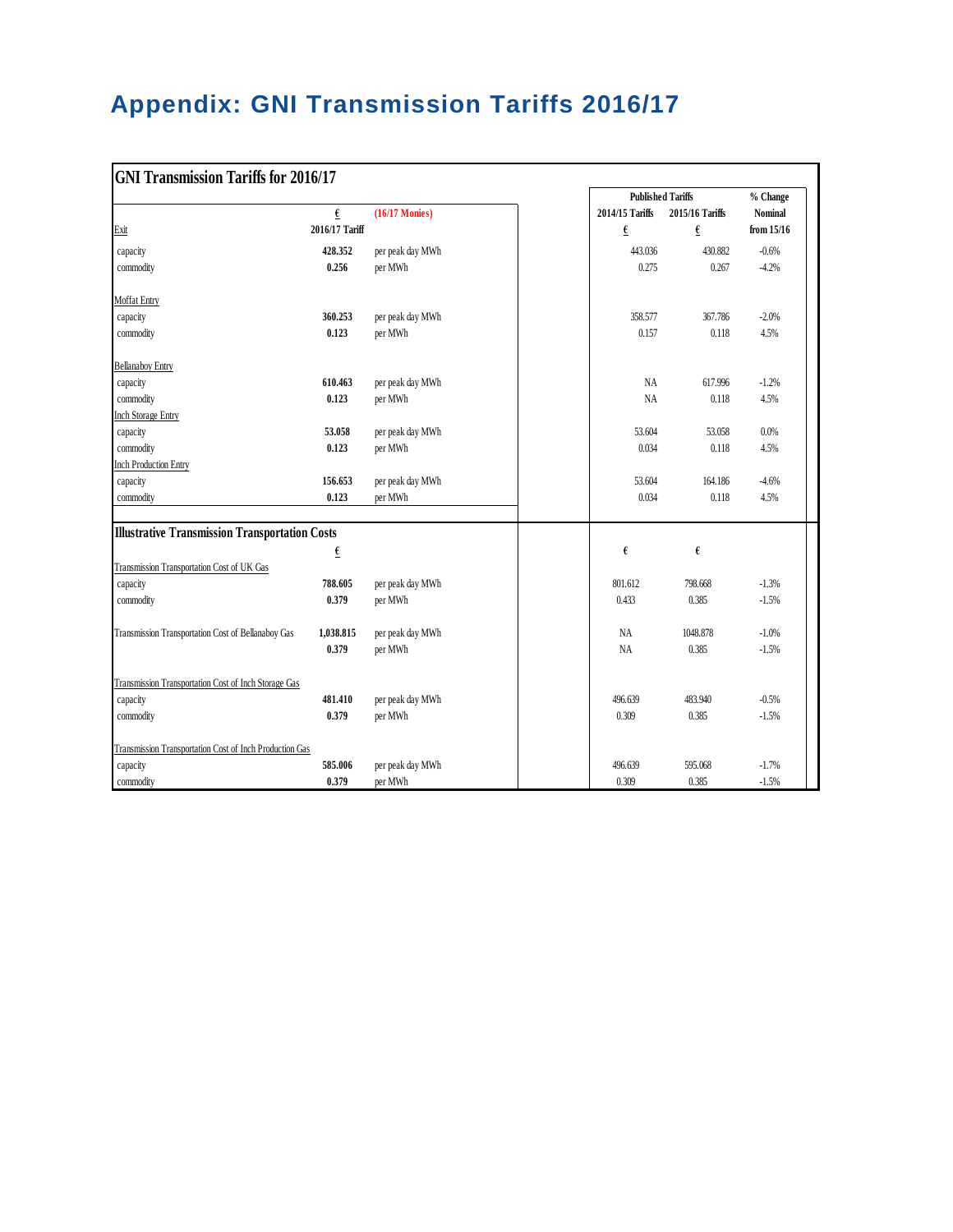# Appendix: GNI Transmission Tariffs 2016/17

| GNI Transmission Tariffs for 2016/17 | | | Published Tariffs | | % Change |
|---|---|---|---|---|---|
| | € | (16/17 Monies) | 2014/15 Tariffs | 2015/16 Tariffs | Nominal |
| Exit | 2016/17 Tariff | | € | € | from 15/16 |
| capacity | 428.352 | per peak day MWh | 443.036 | 430.882 | -0.6% |
| commodity | 0.256 | per MWh | 0.275 | 0.267 | -4.2% |
| Moffat Entry | | | | | |
| capacity | 360.253 | per peak day MWh | 358.577 | 367.786 | -2.0% |
| commodity | 0.123 | per MWh | 0.157 | 0.118 | 4.5% |
| Bellanaboy Entry | | | | | |
| capacity | 610.463 | per peak day MWh | NA | 617.996 | -1.2% |
| commodity | 0.123 | per MWh | NA | 0.118 | 4.5% |
| Inch Storage Entry | | | | | |
| capacity | 53.058 | per peak day MWh | 53.604 | 53.058 | 0.0% |
| commodity | 0.123 | per MWh | 0.034 | 0.118 | 4.5% |
| Inch Production Entry | | | | | |
| capacity | 156.653 | per peak day MWh | 53.604 | 164.186 | -4.6% |
| commodity | 0.123 | per MWh | 0.034 | 0.118 | 4.5% |
| **Illustrative Transmission Transportation Costs** | | | | | |
| | € | | € | € | |
| Transmission Transportation Cost of UK Gas | | | | | |
| capacity | 788.605 | per peak day MWh | 801.612 | 798.668 | -1.3% |
| commodity | 0.379 | per MWh | 0.433 | 0.385 | -1.5% |
| Transmission Transportation Cost of Bellanaboy Gas | 1,038.815 | per peak day MWh | NA | 1048.878 | -1.0% |
| | 0.379 | per MWh | NA | 0.385 | -1.5% |
| Transmission Transportation Cost of Inch Storage Gas | | | | | |
| capacity | 481.410 | per peak day MWh | 496.639 | 483.940 | -0.5% |
| commodity | 0.379 | per MWh | 0.309 | 0.385 | -1.5% |
| Transmission Transportation Cost of Inch Production Gas | | | | | |
| capacity | 585.006 | per peak day MWh | 496.639 | 595.068 | -1.7% |
| commodity | 0.379 | per MWh | 0.309 | 0.385 | -1.5% |